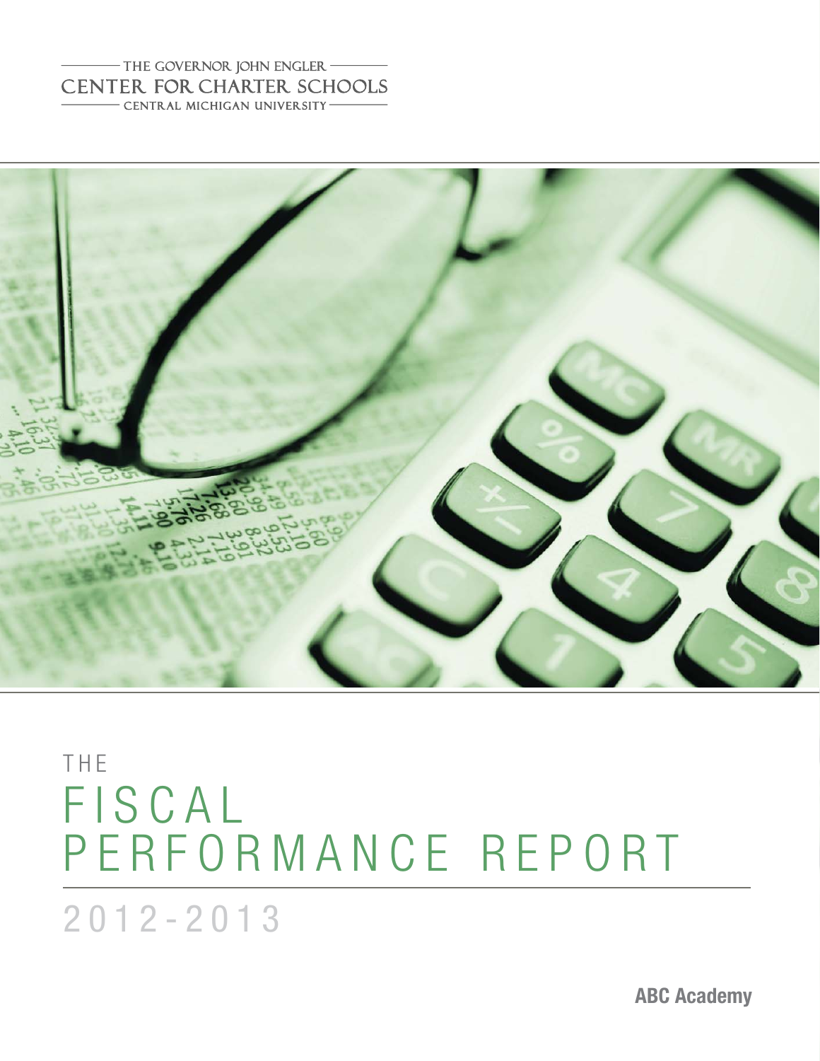THE GOVERNOR JOHN ENGLER
CENTER FOR CHARTER SCHOOLS
CENTRAL MICHIGAN UNIVERSITY

# THE FISCAL PERFORMANCE REPORT

## 2012-2013

**ABC Academy**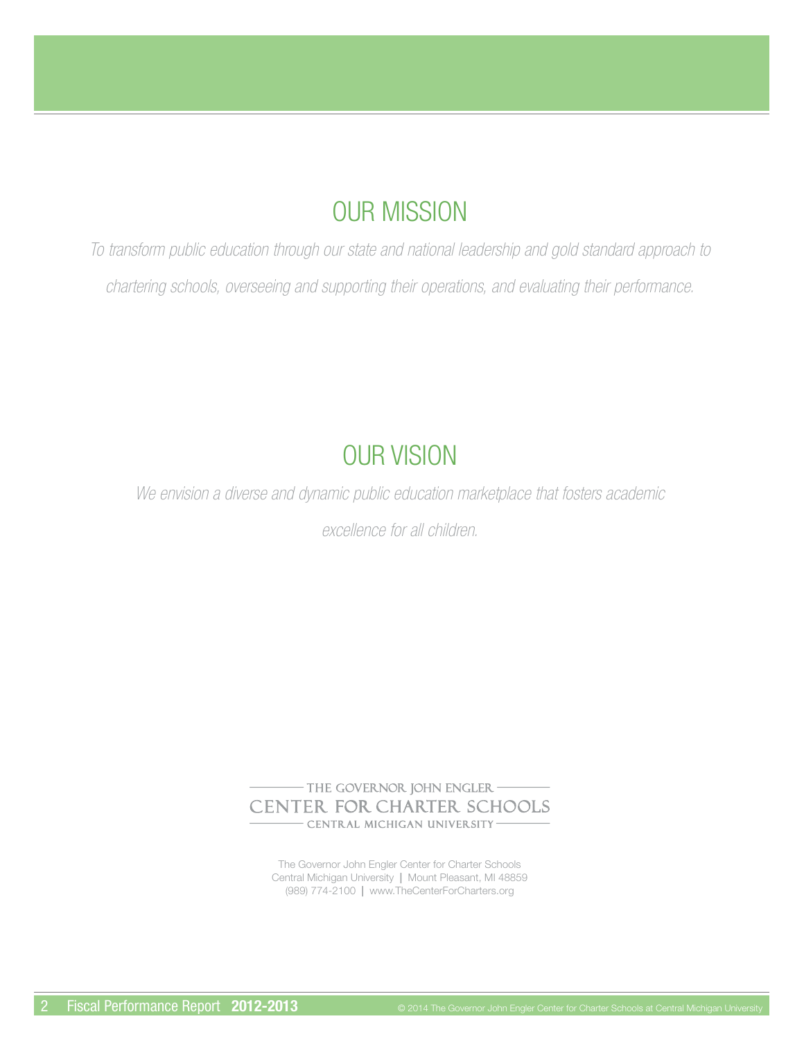# OUR MISSION

*To transform public education through our state and national leadership and gold standard approach to chartering schools, overseeing and supporting their operations, and evaluating their performance.*

# OUR VISION

*We envision a diverse and dynamic public education marketplace that fosters academic excellence for all children.*

THE GOVERNOR JOHN ENGLER
CENTER FOR CHARTER SCHOOLS
CENTRAL MICHIGAN UNIVERSITY

The Governor John Engler Center for Charter Schools
Central Michigan University | Mount Pleasant, MI 48859
(989) 774-2100 | www.TheCenterForCharters.org

© 2014 The Governor John Engler Center for Charter Schools at Central Michigan University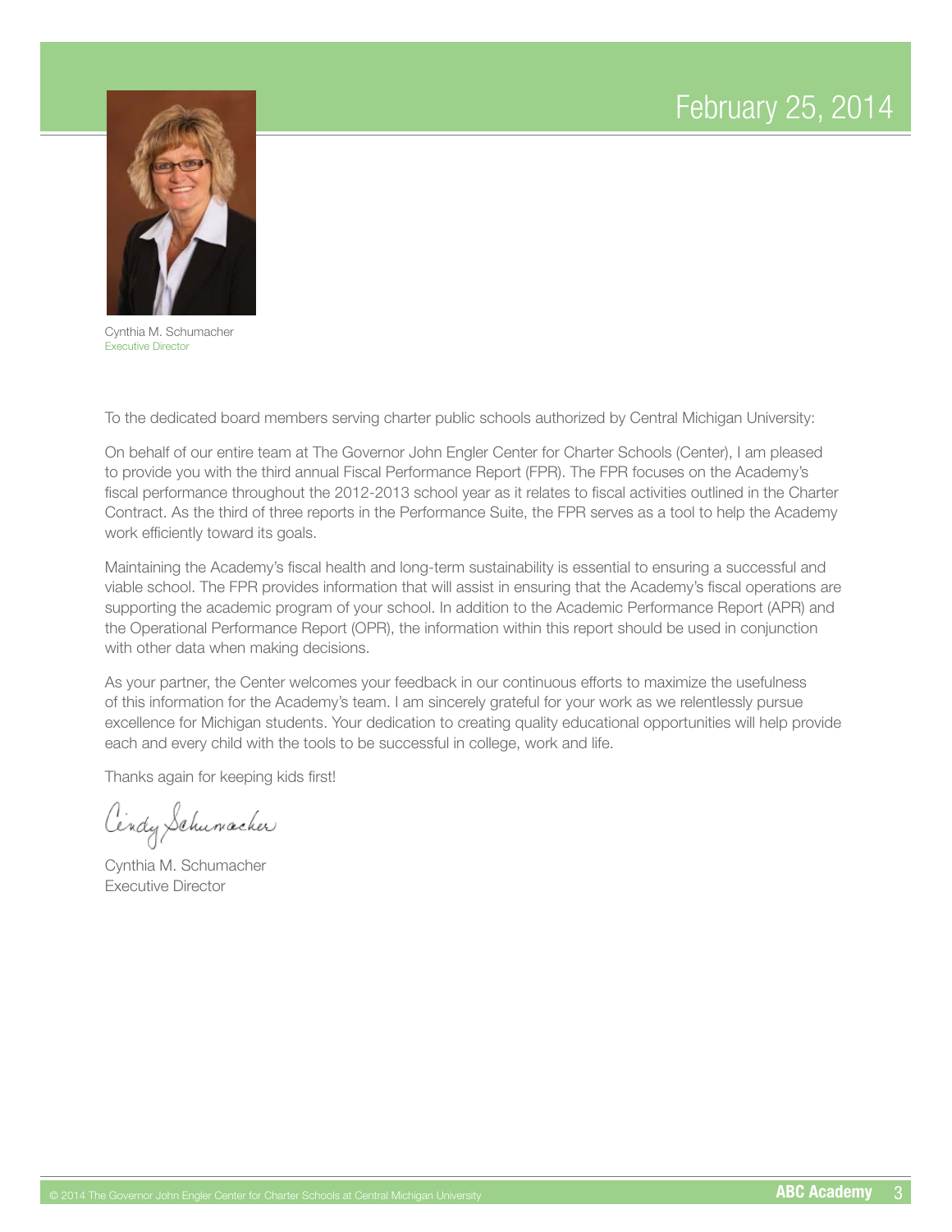February 25, 2014

Cynthia M. Schumacher
Executive Director

To the dedicated board members serving charter public schools authorized by Central Michigan University:

On behalf of our entire team at The Governor John Engler Center for Charter Schools (Center), I am pleased to provide you with the third annual Fiscal Performance Report (FPR). The FPR focuses on the Academy's fiscal performance throughout the 2012-2013 school year as it relates to fiscal activities outlined in the Charter Contract. As the third of three reports in the Performance Suite, the FPR serves as a tool to help the Academy work efficiently toward its goals.

Maintaining the Academy's fiscal health and long-term sustainability is essential to ensuring a successful and viable school. The FPR provides information that will assist in ensuring that the Academy's fiscal operations are supporting the academic program of your school. In addition to the Academic Performance Report (APR) and the Operational Performance Report (OPR), the information within this report should be used in conjunction with other data when making decisions.

As your partner, the Center welcomes your feedback in our continuous efforts to maximize the usefulness of this information for the Academy's team. I am sincerely grateful for your work as we relentlessly pursue excellence for Michigan students. Your dedication to creating quality educational opportunities will help provide each and every child with the tools to be successful in college, work and life.

Thanks again for keeping kids first!

Cindy Schumacher

Cynthia M. Schumacher
Executive Director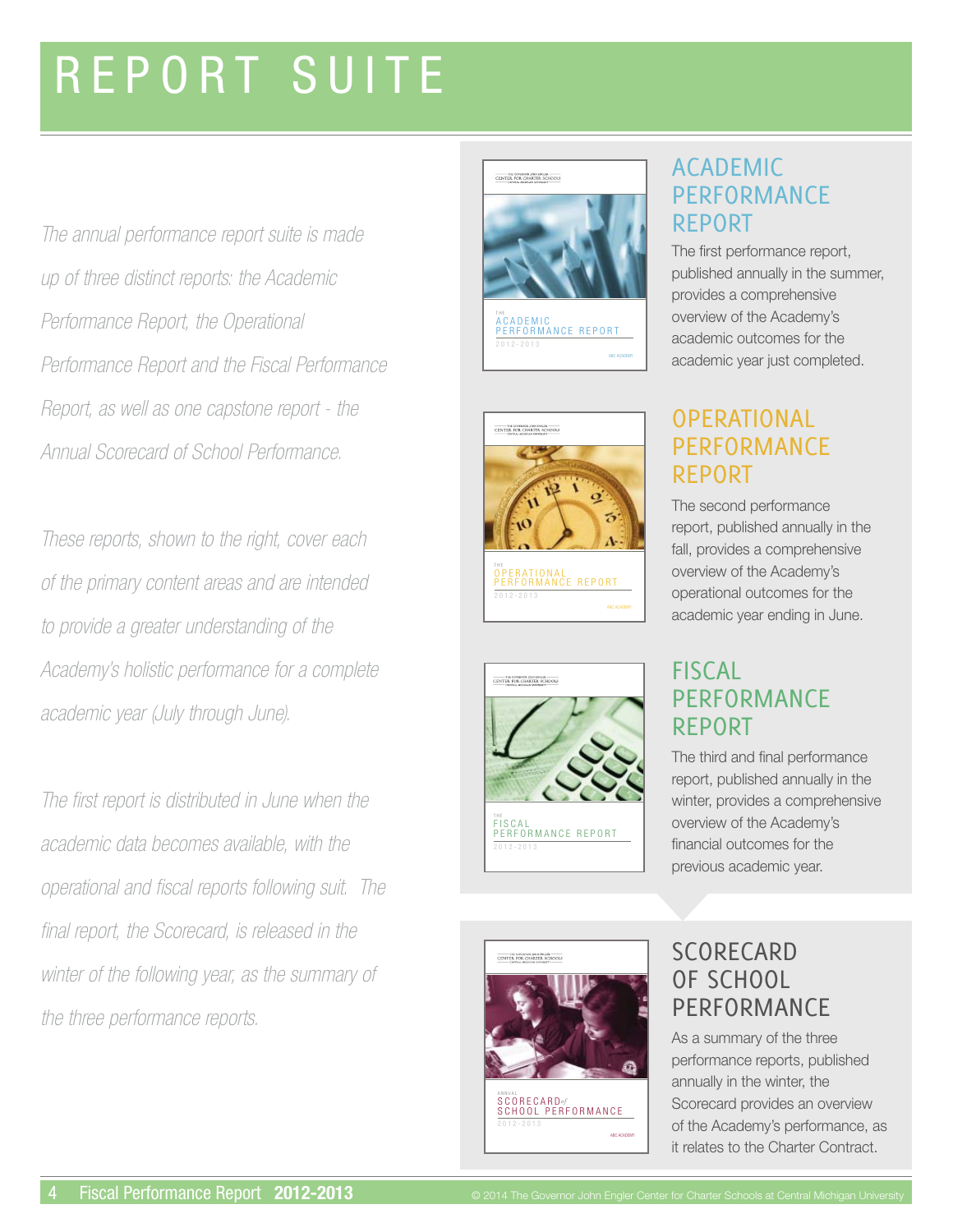# REPORT SUITE

*The annual performance report suite is made up of three distinct reports: the Academic Performance Report, the Operational Performance Report and the Fiscal Performance Report, as well as one capstone report - the Annual Scorecard of School Performance.*

*These reports, shown to the right, cover each of the primary content areas and are intended to provide a greater understanding of the Academy's holistic performance for a complete academic year (July through June).*

*The first report is distributed in June when the academic data becomes available, with the operational and fiscal reports following suit. The final report, the Scorecard, is released in the winter of the following year, as the summary of the three performance reports.*

## ACADEMIC PERFORMANCE REPORT

The first performance report, published annually in the summer, provides a comprehensive overview of the Academy's academic outcomes for the academic year just completed.

## OPERATIONAL PERFORMANCE REPORT

The second performance report, published annually in the fall, provides a comprehensive overview of the Academy's operational outcomes for the academic year ending in June.

## FISCAL PERFORMANCE REPORT

The third and final performance report, published annually in the winter, provides a comprehensive overview of the Academy's financial outcomes for the previous academic year.

## SCORECARD OF SCHOOL PERFORMANCE

As a summary of the three performance reports, published annually in the winter, the Scorecard provides an overview of the Academy's performance, as it relates to the Charter Contract.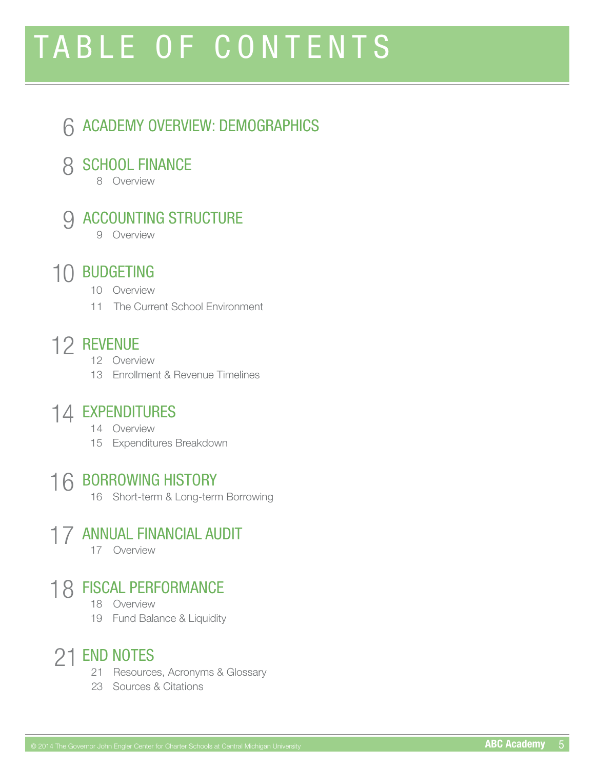# TABLE OF CONTENTS

6 ACADEMY OVERVIEW: DEMOGRAPHICS

8 SCHOOL FINANCE
- 8 Overview

9 ACCOUNTING STRUCTURE
- 9 Overview

10 BUDGETING
- 10 Overview
- 11 The Current School Environment

12 REVENUE
- 12 Overview
- 13 Enrollment & Revenue Timelines

14 EXPENDITURES
- 14 Overview
- 15 Expenditures Breakdown

16 BORROWING HISTORY
- 16 Short-term & Long-term Borrowing

17 ANNUAL FINANCIAL AUDIT
- 17 Overview

18 FISCAL PERFORMANCE
- 18 Overview
- 19 Fund Balance & Liquidity

21 END NOTES
- 21 Resources, Acronyms & Glossary
- 23 Sources & Citations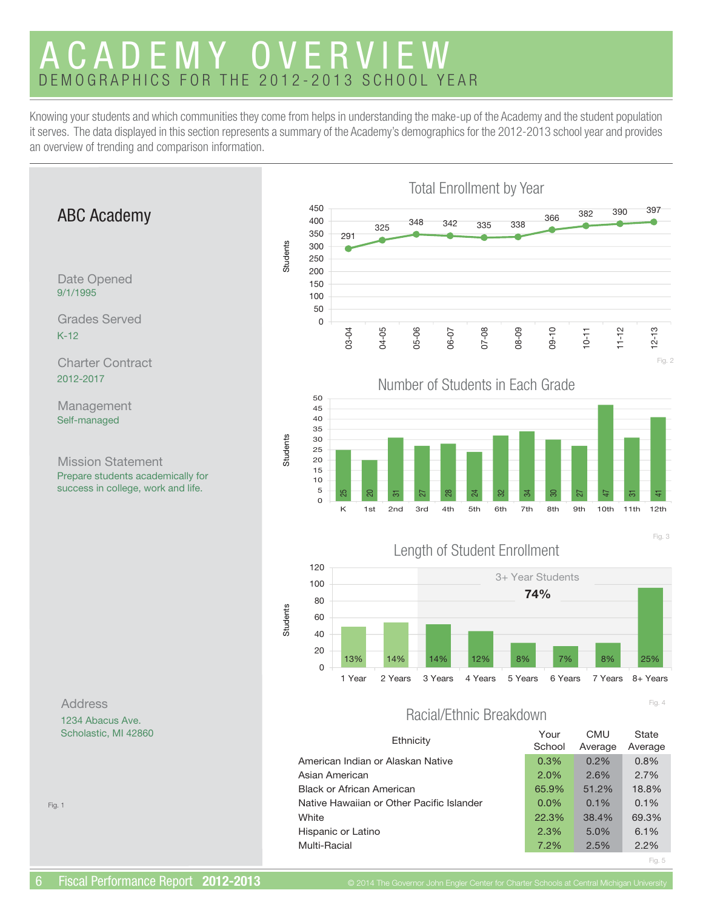# ACADEMY OVERVIEW

## DEMOGRAPHICS FOR THE 2012-2013 SCHOOL YEAR

Knowing your students and which communities they come from helps in understanding the make-up of the Academy and the student population it serves. The data displayed in this section represents a summary of the Academy's demographics for the 2012-2013 school year and provides an overview of trending and comparison information.

### ABC Academy

**Date Opened**
9/1/1995

**Grades Served**
K-12

**Charter Contract**
2012-2017

**Management**
Self-managed

**Mission Statement**
Prepare students academically for success in college, work and life.

**Address**
1234 Abacus Ave.
Scholastic, MI 42860

Fig. 1

### Total Enrollment by Year

| Year | 03-04 | 04-05 | 05-06 | 06-07 | 07-08 | 08-09 | 09-10 | 10-11 | 11-12 | 12-13 |
|---|---|---|---|---|---|---|---|---|---|---|
| Students | 291 | 325 | 348 | 342 | 335 | 338 | 366 | 382 | 390 | 397 |

Fig. 2

### Number of Students in Each Grade

| Grade | K | 1st | 2nd | 3rd | 4th | 5th | 6th | 7th | 8th | 9th | 10th | 11th | 12th |
|---|---|---|---|---|---|---|---|---|---|---|---|---|---|
| Students | 25 | 20 | 31 | 27 | 28 | 24 | 32 | 34 | 30 | 27 | 47 | 31 | 41 |

Fig. 3

### Length of Student Enrollment

3+ Year Students: **74%**

| Length | 1 Year | 2 Years | 3 Years | 4 Years | 5 Years | 6 Years | 7 Years | 8+ Years |
|---|---|---|---|---|---|---|---|---|
| Percent | 13% | 14% | 14% | 12% | 8% | 7% | 8% | 25% |

Fig. 4

### Racial/Ethnic Breakdown

| Ethnicity | Your School | CMU Average | State Average |
|---|---|---|---|
| American Indian or Alaskan Native | 0.3% | 0.2% | 0.8% |
| Asian American | 2.0% | 2.6% | 2.7% |
| Black or African American | 65.9% | 51.2% | 18.8% |
| Native Hawaiian or Other Pacific Islander | 0.0% | 0.1% | 0.1% |
| White | 22.3% | 38.4% | 69.3% |
| Hispanic or Latino | 2.3% | 5.0% | 6.1% |
| Multi-Racial | 7.2% | 2.5% | 2.2% |

Fig. 5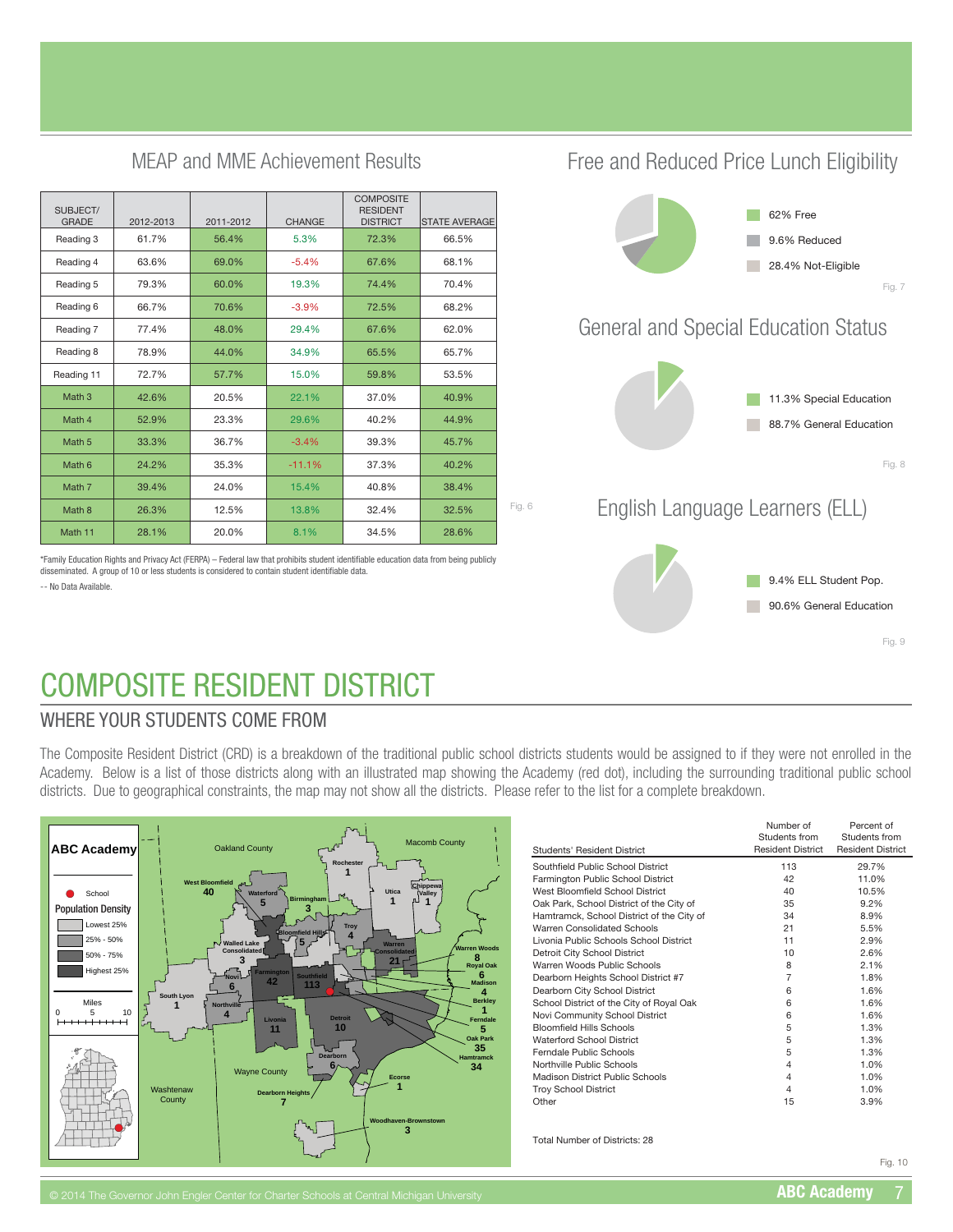## MEAP and MME Achievement Results

| SUBJECT/ GRADE | 2012-2013 | 2011-2012 | CHANGE | COMPOSITE RESIDENT DISTRICT | STATE AVERAGE |
|---|---|---|---|---|---|
| Reading 3 | 61.7% | 56.4% | 5.3% | 72.3% | 66.5% |
| Reading 4 | 63.6% | 69.0% | -5.4% | 67.6% | 68.1% |
| Reading 5 | 79.3% | 60.0% | 19.3% | 74.4% | 70.4% |
| Reading 6 | 66.7% | 70.6% | -3.9% | 72.5% | 68.2% |
| Reading 7 | 77.4% | 48.0% | 29.4% | 67.6% | 62.0% |
| Reading 8 | 78.9% | 44.0% | 34.9% | 65.5% | 65.7% |
| Reading 11 | 72.7% | 57.7% | 15.0% | 59.8% | 53.5% |
| Math 3 | 42.6% | 20.5% | 22.1% | 37.0% | 40.9% |
| Math 4 | 52.9% | 23.3% | 29.6% | 40.2% | 44.9% |
| Math 5 | 33.3% | 36.7% | -3.4% | 39.3% | 45.7% |
| Math 6 | 24.2% | 35.3% | -11.1% | 37.3% | 40.2% |
| Math 7 | 39.4% | 24.0% | 15.4% | 40.8% | 38.4% |
| Math 8 | 26.3% | 12.5% | 13.8% | 32.4% | 32.5% |
| Math 11 | 28.1% | 20.0% | 8.1% | 34.5% | 28.6% |

*Family Education Rights and Privacy Act (FERPA) – Federal law that prohibits student identifiable education data from being publicly disseminated. A group of 10 or less students is considered to contain student identifiable data.

-- No Data Available.

Fig. 6

## Free and Reduced Price Lunch Eligibility

- 62% Free
- 9.6% Reduced
- 28.4% Not-Eligible

Fig. 7

## General and Special Education Status

- 11.3% Special Education
- 88.7% General Education

Fig. 8

## English Language Learners (ELL)

- 9.4% ELL Student Pop.
- 90.6% General Education

Fig. 9

# COMPOSITE RESIDENT DISTRICT

## WHERE YOUR STUDENTS COME FROM

The Composite Resident District (CRD) is a breakdown of the traditional public school districts students would be assigned to if they were not enrolled in the Academy. Below is a list of those districts along with an illustrated map showing the Academy (red dot), including the surrounding traditional public school districts. Due to geographical constraints, the map may not show all the districts. Please refer to the list for a complete breakdown.

| Students' Resident District | Number of Students from Resident District | Percent of Students from Resident District |
|---|---|---|
| Southfield Public School District | 113 | 29.7% |
| Farmington Public School District | 42 | 11.0% |
| West Bloomfield School District | 40 | 10.5% |
| Oak Park, School District of the City of | 35 | 9.2% |
| Hamtramck, School District of the City of | 34 | 8.9% |
| Warren Consolidated Schools | 21 | 5.5% |
| Livonia Public Schools School District | 11 | 2.9% |
| Detroit City School District | 10 | 2.6% |
| Warren Woods Public Schools | 8 | 2.1% |
| Dearborn Heights School District #7 | 7 | 1.8% |
| Dearborn City School District | 6 | 1.6% |
| School District of the City of Royal Oak | 6 | 1.6% |
| Novi Community School District | 6 | 1.6% |
| Bloomfield Hills Schools | 5 | 1.3% |
| Waterford School District | 5 | 1.3% |
| Ferndale Public Schools | 5 | 1.3% |
| Northville Public Schools | 4 | 1.0% |
| Madison District Public Schools | 4 | 1.0% |
| Troy School District | 4 | 1.0% |
| Other | 15 | 3.9% |

Total Number of Districts: 28

Fig. 10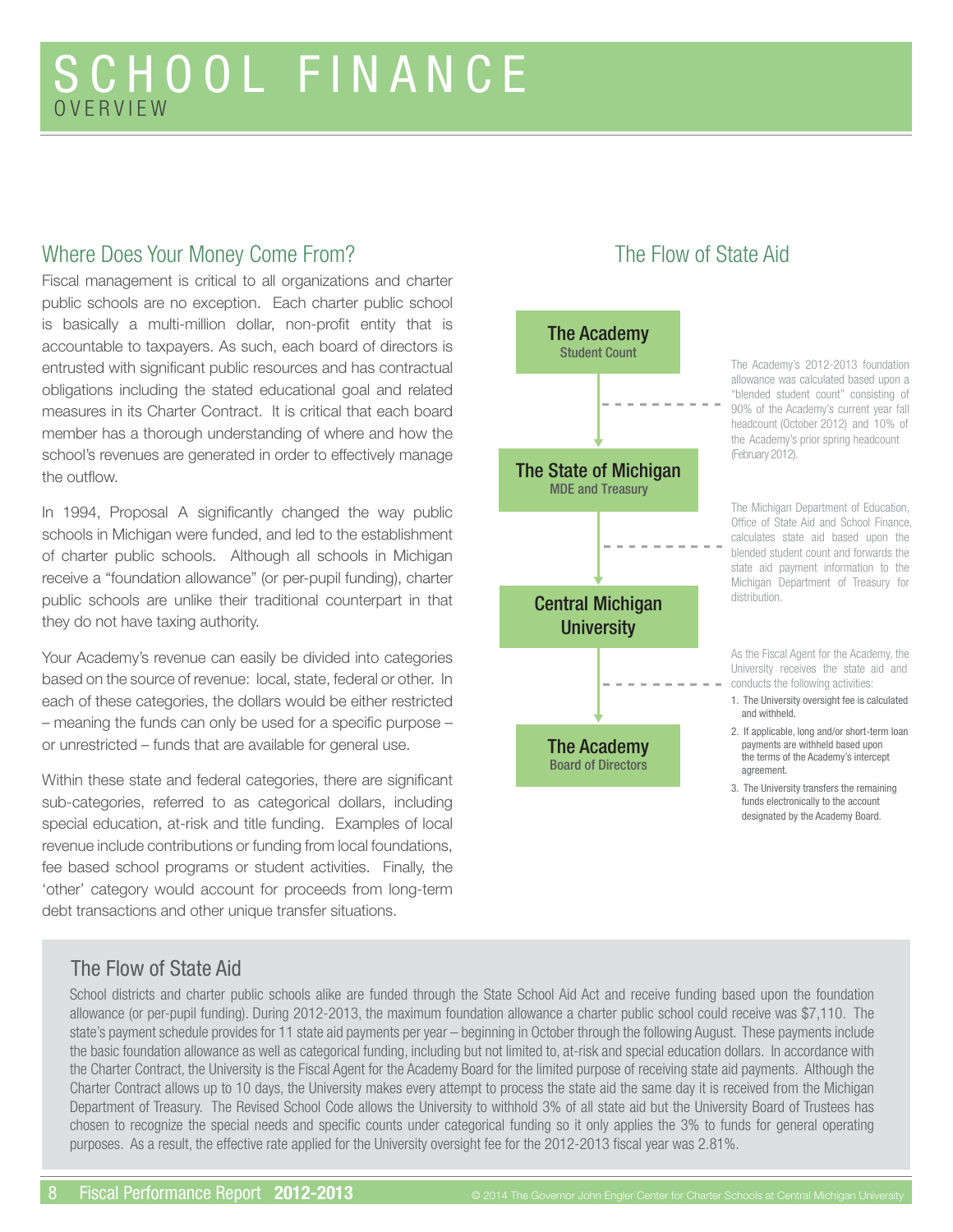# SCHOOL FINANCE
## OVERVIEW

### Where Does Your Money Come From?

Fiscal management is critical to all organizations and charter public schools are no exception. Each charter public school is basically a multi-million dollar, non-profit entity that is accountable to taxpayers. As such, each board of directors is entrusted with significant public resources and has contractual obligations including the stated educational goal and related measures in its Charter Contract. It is critical that each board member has a thorough understanding of where and how the school's revenues are generated in order to effectively manage the outflow.

In 1994, Proposal A significantly changed the way public schools in Michigan were funded, and led to the establishment of charter public schools. Although all schools in Michigan receive a "foundation allowance" (or per-pupil funding), charter public schools are unlike their traditional counterpart in that they do not have taxing authority.

Your Academy's revenue can easily be divided into categories based on the source of revenue: local, state, federal or other. In each of these categories, the dollars would be either restricted – meaning the funds can only be used for a specific purpose – or unrestricted – funds that are available for general use.

Within these state and federal categories, there are significant sub-categories, referred to as categorical dollars, including special education, at-risk and title funding. Examples of local revenue include contributions or funding from local foundations, fee based school programs or student activities. Finally, the 'other' category would account for proceeds from long-term debt transactions and other unique transfer situations.

### The Flow of State Aid

**The Academy**
Student Count

The Academy's 2012-2013 foundation allowance was calculated based upon a "blended student count" consisting of 90% of the Academy's current year fall headcount (October 2012) and 10% of the Academy's prior spring headcount (February 2012).

**The State of Michigan**
MDE and Treasury

The Michigan Department of Education, Office of State Aid and School Finance, calculates state aid based upon the blended student count and forwards the state aid payment information to the Michigan Department of Treasury for distribution.

**Central Michigan University**

As the Fiscal Agent for the Academy, the University receives the state aid and conducts the following activities:

1. The University oversight fee is calculated and withheld.
2. If applicable, long and/or short-term loan payments are withheld based upon the terms of the Academy's intercept agreement.
3. The University transfers the remaining funds electronically to the account designated by the Academy Board.

**The Academy**
Board of Directors

### The Flow of State Aid

School districts and charter public schools alike are funded through the State School Aid Act and receive funding based upon the foundation allowance (or per-pupil funding). During 2012-2013, the maximum foundation allowance a charter public school could receive was $7,110. The state's payment schedule provides for 11 state aid payments per year – beginning in October through the following August. These payments include the basic foundation allowance as well as categorical funding, including but not limited to, at-risk and special education dollars. In accordance with the Charter Contract, the University is the Fiscal Agent for the Academy Board for the limited purpose of receiving state aid payments. Although the Charter Contract allows up to 10 days, the University makes every attempt to process the state aid the same day it is received from the Michigan Department of Treasury. The Revised School Code allows the University to withhold 3% of all state aid but the University Board of Trustees has chosen to recognize the special needs and specific counts under categorical funding so it only applies the 3% to funds for general operating purposes. As a result, the effective rate applied for the University oversight fee for the 2012-2013 fiscal year was 2.81%.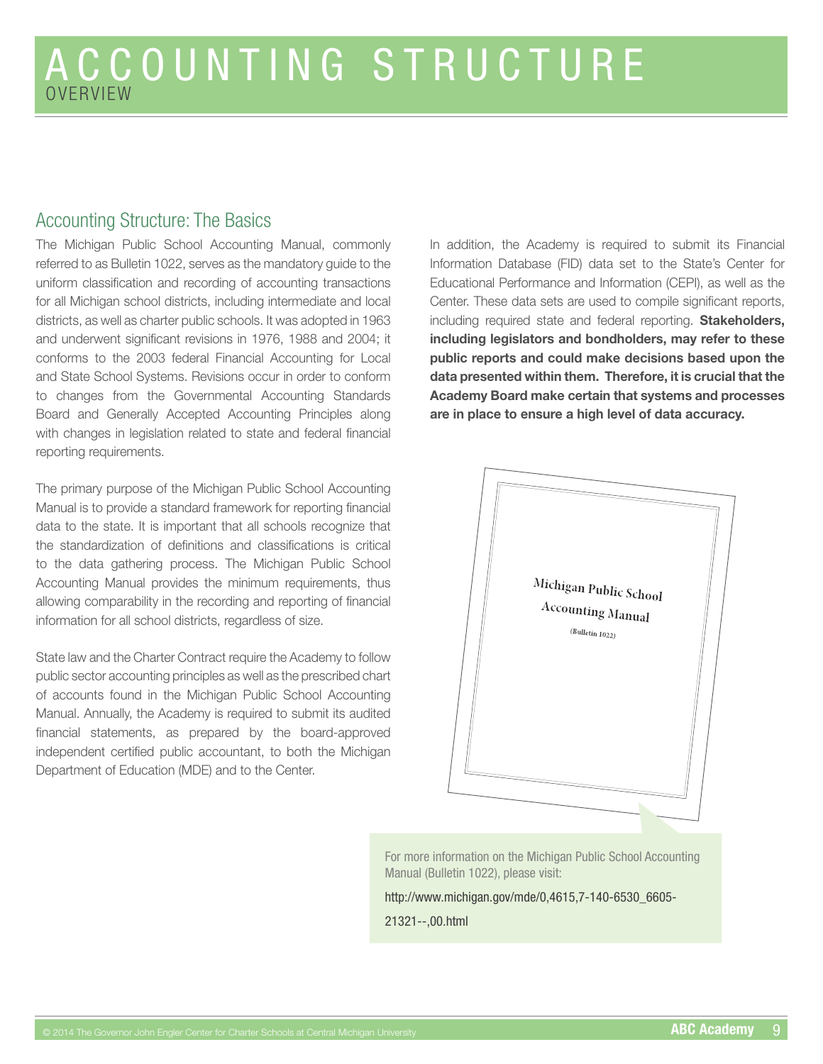# ACCOUNTING STRUCTURE

OVERVIEW

## Accounting Structure: The Basics

The Michigan Public School Accounting Manual, commonly referred to as Bulletin 1022, serves as the mandatory guide to the uniform classification and recording of accounting transactions for all Michigan school districts, including intermediate and local districts, as well as charter public schools. It was adopted in 1963 and underwent significant revisions in 1976, 1988 and 2004; it conforms to the 2003 federal Financial Accounting for Local and State School Systems. Revisions occur in order to conform to changes from the Governmental Accounting Standards Board and Generally Accepted Accounting Principles along with changes in legislation related to state and federal financial reporting requirements.

The primary purpose of the Michigan Public School Accounting Manual is to provide a standard framework for reporting financial data to the state. It is important that all schools recognize that the standardization of definitions and classifications is critical to the data gathering process. The Michigan Public School Accounting Manual provides the minimum requirements, thus allowing comparability in the recording and reporting of financial information for all school districts, regardless of size.

State law and the Charter Contract require the Academy to follow public sector accounting principles as well as the prescribed chart of accounts found in the Michigan Public School Accounting Manual. Annually, the Academy is required to submit its audited financial statements, as prepared by the board-approved independent certified public accountant, to both the Michigan Department of Education (MDE) and to the Center.

In addition, the Academy is required to submit its Financial Information Database (FID) data set to the State's Center for Educational Performance and Information (CEPI), as well as the Center. These data sets are used to compile significant reports, including required state and federal reporting. **Stakeholders, including legislators and bondholders, may refer to these public reports and could make decisions based upon the data presented within them. Therefore, it is crucial that the Academy Board make certain that systems and processes are in place to ensure a high level of data accuracy.**

Michigan Public School Accounting Manual (Bulletin 1022)

For more information on the Michigan Public School Accounting Manual (Bulletin 1022), please visit:

http://www.michigan.gov/mde/0,4615,7-140-6530_6605-21321--,00.html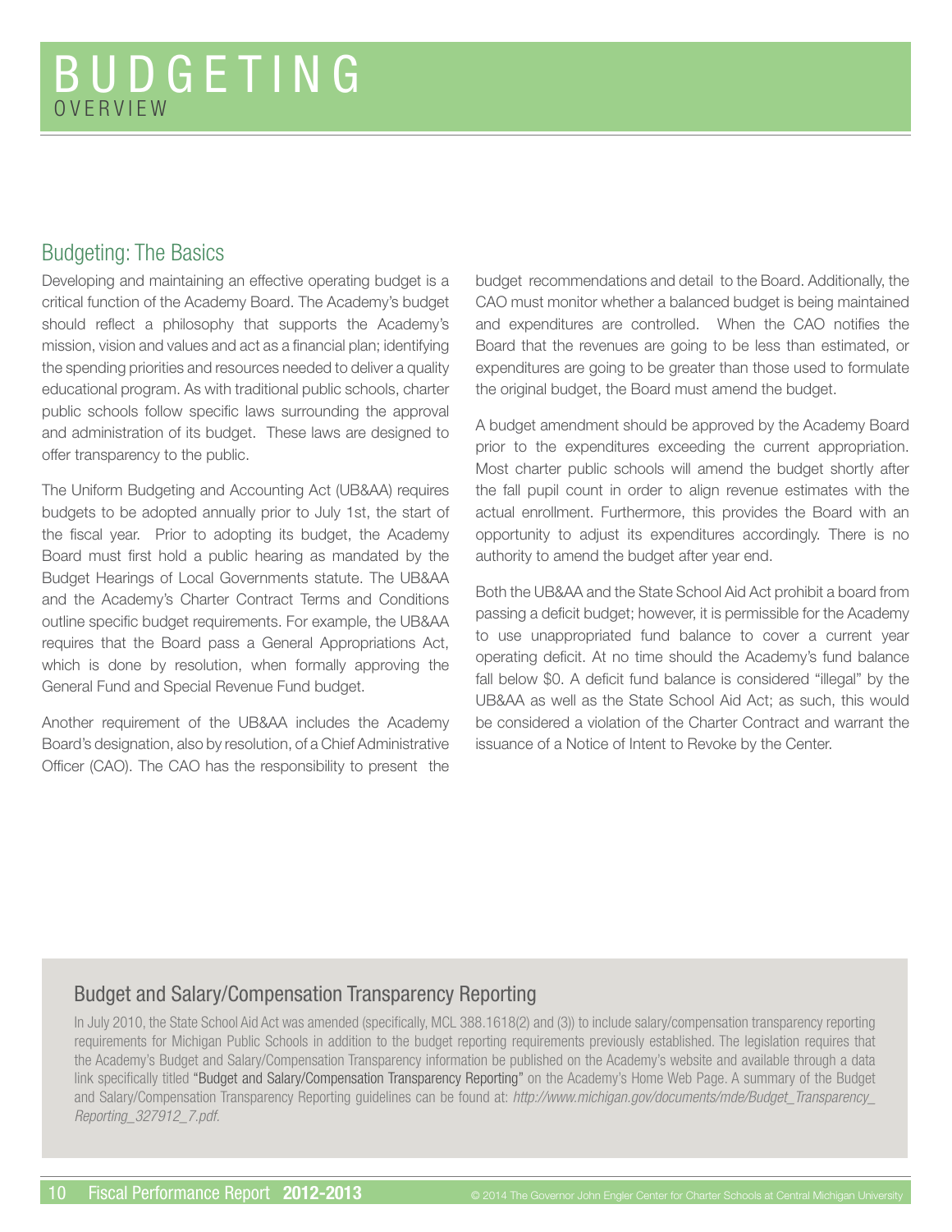# BUDGETING
## OVERVIEW

### Budgeting: The Basics

Developing and maintaining an effective operating budget is a critical function of the Academy Board. The Academy's budget should reflect a philosophy that supports the Academy's mission, vision and values and act as a financial plan; identifying the spending priorities and resources needed to deliver a quality educational program. As with traditional public schools, charter public schools follow specific laws surrounding the approval and administration of its budget. These laws are designed to offer transparency to the public.

The Uniform Budgeting and Accounting Act (UB&AA) requires budgets to be adopted annually prior to July 1st, the start of the fiscal year. Prior to adopting its budget, the Academy Board must first hold a public hearing as mandated by the Budget Hearings of Local Governments statute. The UB&AA and the Academy's Charter Contract Terms and Conditions outline specific budget requirements. For example, the UB&AA requires that the Board pass a General Appropriations Act, which is done by resolution, when formally approving the General Fund and Special Revenue Fund budget.

Another requirement of the UB&AA includes the Academy Board's designation, also by resolution, of a Chief Administrative Officer (CAO). The CAO has the responsibility to present the budget recommendations and detail to the Board. Additionally, the CAO must monitor whether a balanced budget is being maintained and expenditures are controlled. When the CAO notifies the Board that the revenues are going to be less than estimated, or expenditures are going to be greater than those used to formulate the original budget, the Board must amend the budget.

A budget amendment should be approved by the Academy Board prior to the expenditures exceeding the current appropriation. Most charter public schools will amend the budget shortly after the fall pupil count in order to align revenue estimates with the actual enrollment. Furthermore, this provides the Board with an opportunity to adjust its expenditures accordingly. There is no authority to amend the budget after year end.

Both the UB&AA and the State School Aid Act prohibit a board from passing a deficit budget; however, it is permissible for the Academy to use unappropriated fund balance to cover a current year operating deficit. At no time should the Academy's fund balance fall below $0. A deficit fund balance is considered "illegal" by the UB&AA as well as the State School Aid Act; as such, this would be considered a violation of the Charter Contract and warrant the issuance of a Notice of Intent to Revoke by the Center.

### Budget and Salary/Compensation Transparency Reporting

In July 2010, the State School Aid Act was amended (specifically, MCL 388.1618(2) and (3)) to include salary/compensation transparency reporting requirements for Michigan Public Schools in addition to the budget reporting requirements previously established. The legislation requires that the Academy's Budget and Salary/Compensation Transparency information be published on the Academy's website and available through a data link specifically titled "Budget and Salary/Compensation Transparency Reporting" on the Academy's Home Web Page. A summary of the Budget and Salary/Compensation Transparency Reporting guidelines can be found at: *http://www.michigan.gov/documents/mde/Budget_Transparency_Reporting_327912_7.pdf.*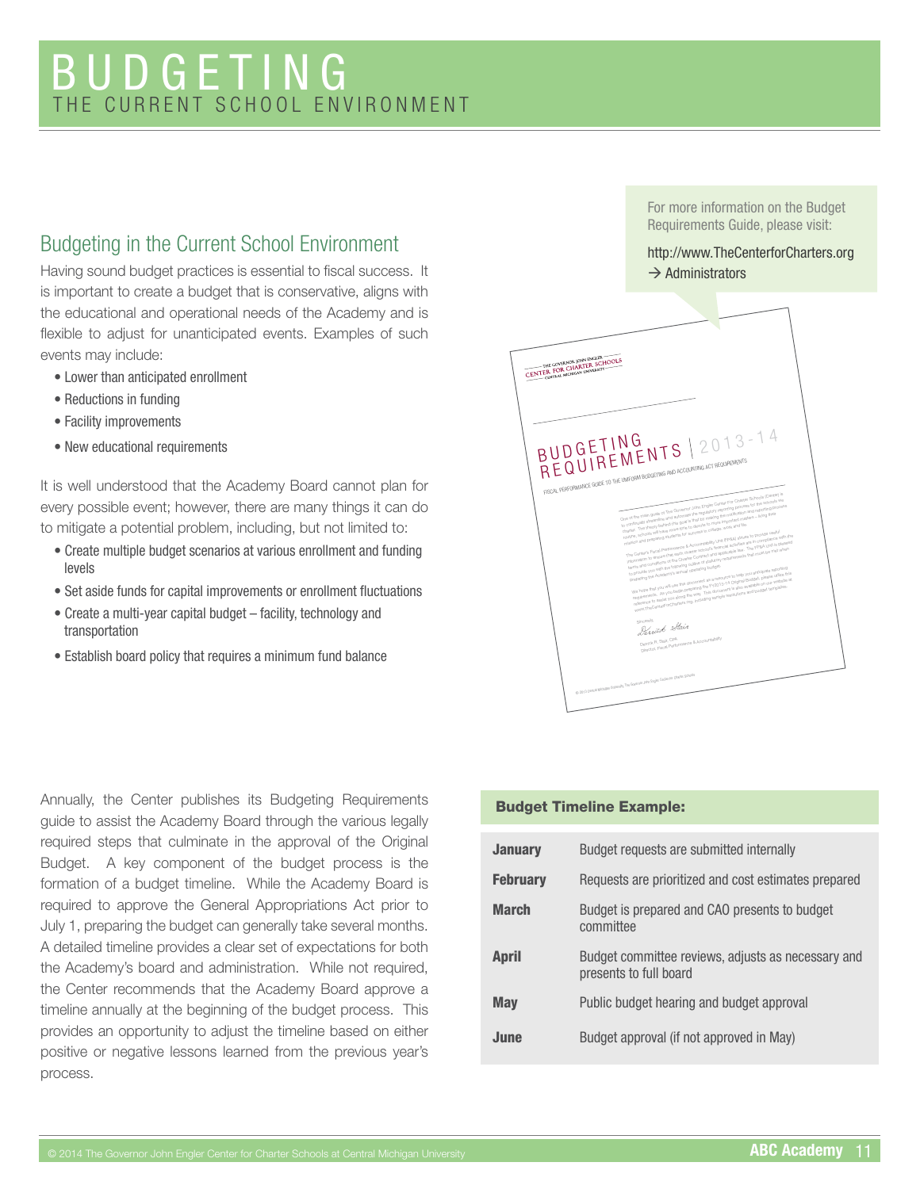# BUDGETING
THE CURRENT SCHOOL ENVIRONMENT

## Budgeting in the Current School Environment

Having sound budget practices is essential to fiscal success. It is important to create a budget that is conservative, aligns with the educational and operational needs of the Academy and is flexible to adjust for unanticipated events. Examples of such events may include:

- Lower than anticipated enrollment
- Reductions in funding
- Facility improvements
- New educational requirements

It is well understood that the Academy Board cannot plan for every possible event; however, there are many things it can do to mitigate a potential problem, including, but not limited to:

- Create multiple budget scenarios at various enrollment and funding levels
- Set aside funds for capital improvements or enrollment fluctuations
- Create a multi-year capital budget – facility, technology and transportation
- Establish board policy that requires a minimum fund balance

For more information on the Budget Requirements Guide, please visit:

http://www.TheCenterforCharters.org → Administrators

Annually, the Center publishes its Budgeting Requirements guide to assist the Academy Board through the various legally required steps that culminate in the approval of the Original Budget. A key component of the budget process is the formation of a budget timeline. While the Academy Board is required to approve the General Appropriations Act prior to July 1, preparing the budget can generally take several months. A detailed timeline provides a clear set of expectations for both the Academy's board and administration. While not required, the Center recommends that the Academy Board approve a timeline annually at the beginning of the budget process. This provides an opportunity to adjust the timeline based on either positive or negative lessons learned from the previous year's process.

**Budget Timeline Example:**

| Month | Activity |
|---|---|
| **January** | Budget requests are submitted internally |
| **February** | Requests are prioritized and cost estimates prepared |
| **March** | Budget is prepared and CAO presents to budget committee |
| **April** | Budget committee reviews, adjusts as necessary and presents to full board |
| **May** | Public budget hearing and budget approval |
| **June** | Budget approval (if not approved in May) |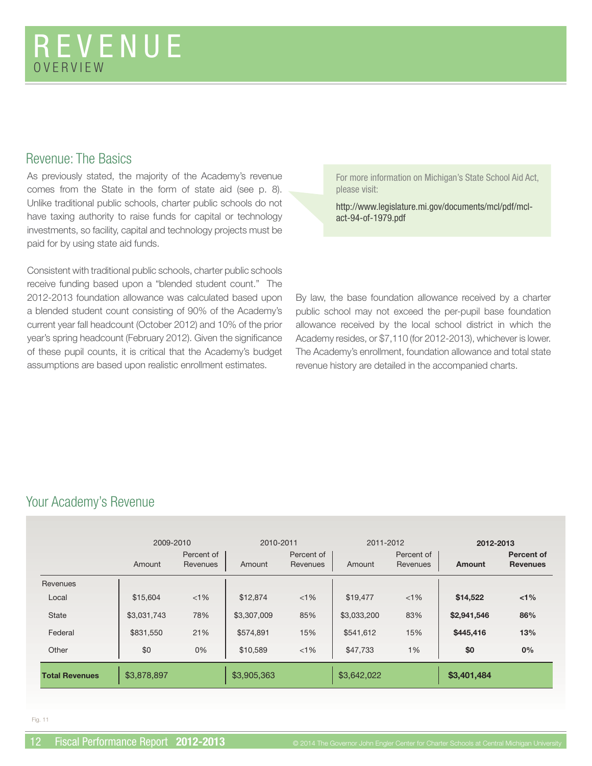# REVENUE
OVERVIEW

## Revenue: The Basics

As previously stated, the majority of the Academy's revenue comes from the State in the form of state aid (see p. 8). Unlike traditional public schools, charter public schools do not have taxing authority to raise funds for capital or technology investments, so facility, capital and technology projects must be paid for by using state aid funds.

For more information on Michigan's State School Aid Act, please visit:

http://www.legislature.mi.gov/documents/mcl/pdf/mcl-act-94-of-1979.pdf

Consistent with traditional public schools, charter public schools receive funding based upon a "blended student count." The 2012-2013 foundation allowance was calculated based upon a blended student count consisting of 90% of the Academy's current year fall headcount (October 2012) and 10% of the prior year's spring headcount (February 2012). Given the significance of these pupil counts, it is critical that the Academy's budget assumptions are based upon realistic enrollment estimates.

By law, the base foundation allowance received by a charter public school may not exceed the per-pupil base foundation allowance received by the local school district in which the Academy resides, or $7,110 (for 2012-2013), whichever is lower. The Academy's enrollment, foundation allowance and total state revenue history are detailed in the accompanied charts.

## Your Academy's Revenue

| | 2009-2010 | | 2010-2011 | | 2011-2012 | | **2012-2013** | |
|---|---|---|---|---|---|---|---|---|
| | Amount | Percent of Revenues | Amount | Percent of Revenues | Amount | Percent of Revenues | **Amount** | **Percent of Revenues** |
| Revenues | | | | | | | | |
| Local | $15,604 | <1% | $12,874 | <1% | $19,477 | <1% | **$14,522** | **<1%** |
| State | $3,031,743 | 78% | $3,307,009 | 85% | $3,033,200 | 83% | **$2,941,546** | **86%** |
| Federal | $831,550 | 21% | $574,891 | 15% | $541,612 | 15% | **$445,416** | **13%** |
| Other | $0 | 0% | $10,589 | <1% | $47,733 | 1% | **$0** | **0%** |
| **Total Revenues** | $3,878,897 | | $3,905,363 | | $3,642,022 | | **$3,401,484** | |

Fig. 11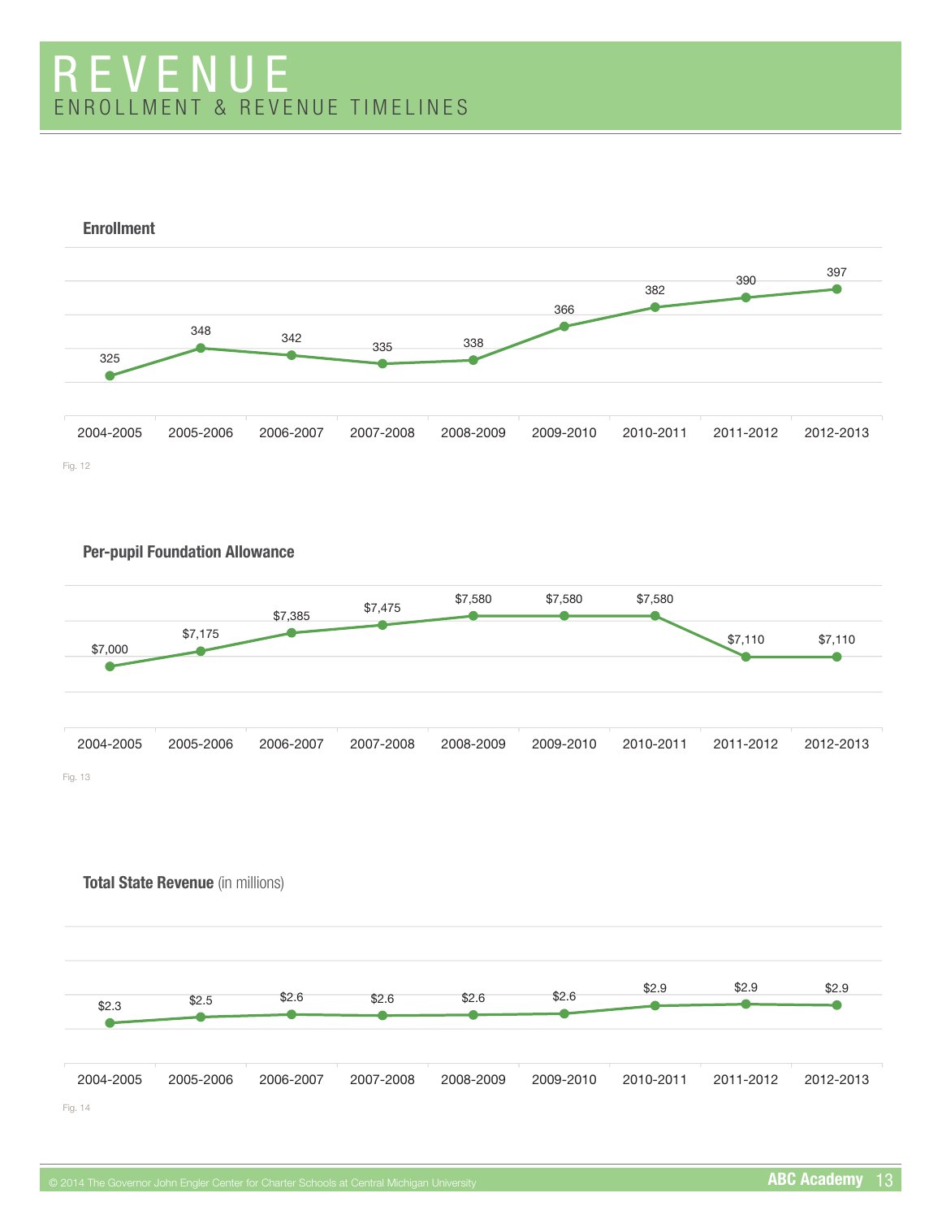# REVENUE

## ENROLLMENT & REVENUE TIMELINES

### Enrollment

| 2004-2005 | 2005-2006 | 2006-2007 | 2007-2008 | 2008-2009 | 2009-2010 | 2010-2011 | 2011-2012 | 2012-2013 |
|---|---|---|---|---|---|---|---|---|
| 325 | 348 | 342 | 335 | 338 | 366 | 382 | 390 | 397 |

Fig. 12

### Per-pupil Foundation Allowance

| 2004-2005 | 2005-2006 | 2006-2007 | 2007-2008 | 2008-2009 | 2009-2010 | 2010-2011 | 2011-2012 | 2012-2013 |
|---|---|---|---|---|---|---|---|---|
| $7,000 | $7,175 | $7,385 | $7,475 | $7,580 | $7,580 | $7,580 | $7,110 | $7,110 |

Fig. 13

### Total State Revenue (in millions)

| 2004-2005 | 2005-2006 | 2006-2007 | 2007-2008 | 2008-2009 | 2009-2010 | 2010-2011 | 2011-2012 | 2012-2013 |
|---|---|---|---|---|---|---|---|---|
| $2.3 | $2.5 | $2.6 | $2.6 | $2.6 | $2.6 | $2.9 | $2.9 | $2.9 |

Fig. 14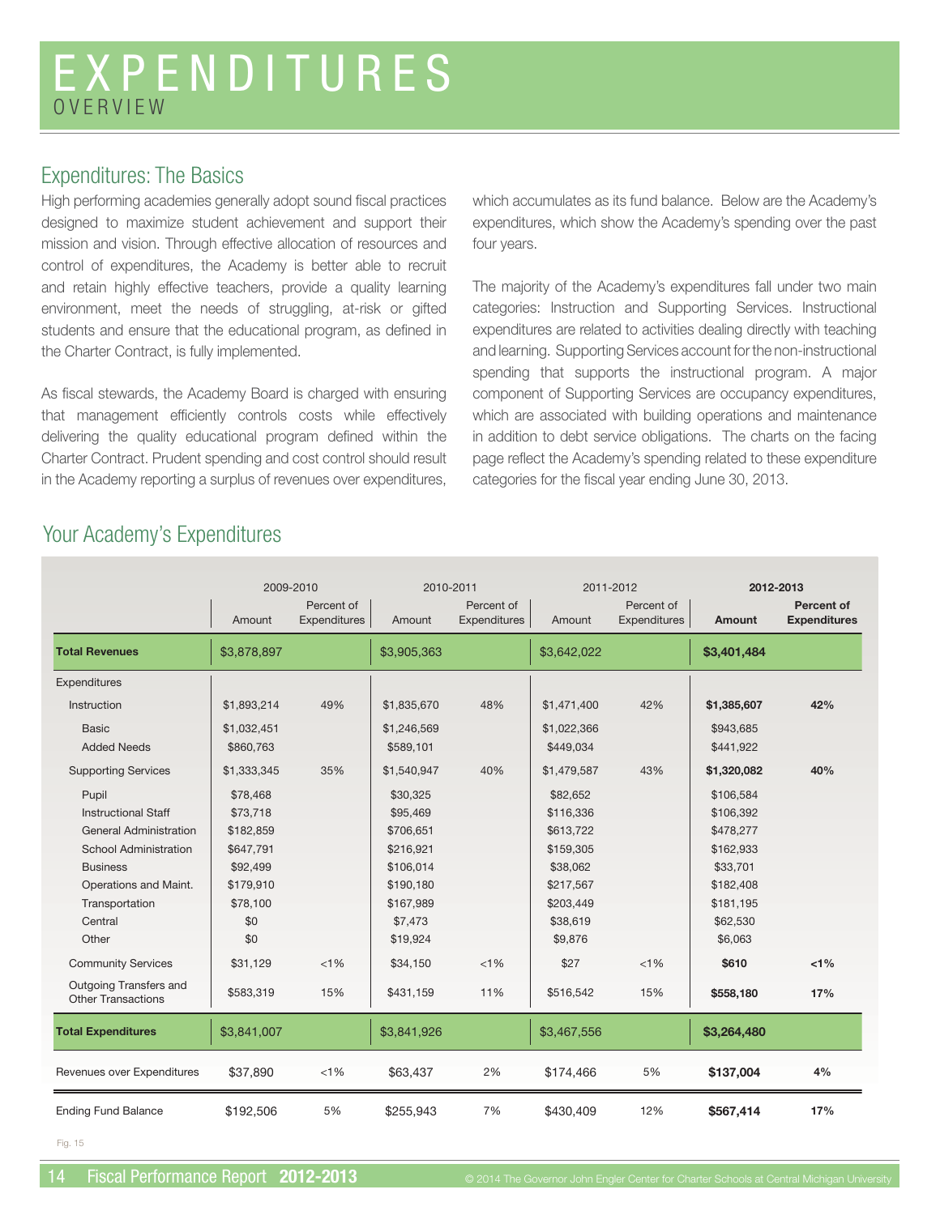# EXPENDITURES
## OVERVIEW

### Expenditures: The Basics

High performing academies generally adopt sound fiscal practices designed to maximize student achievement and support their mission and vision. Through effective allocation of resources and control of expenditures, the Academy is better able to recruit and retain highly effective teachers, provide a quality learning environment, meet the needs of struggling, at-risk or gifted students and ensure that the educational program, as defined in the Charter Contract, is fully implemented.

As fiscal stewards, the Academy Board is charged with ensuring that management efficiently controls costs while effectively delivering the quality educational program defined within the Charter Contract. Prudent spending and cost control should result in the Academy reporting a surplus of revenues over expenditures, which accumulates as its fund balance. Below are the Academy's expenditures, which show the Academy's spending over the past four years.

The majority of the Academy's expenditures fall under two main categories: Instruction and Supporting Services. Instructional expenditures are related to activities dealing directly with teaching and learning. Supporting Services account for the non-instructional spending that supports the instructional program. A major component of Supporting Services are occupancy expenditures, which are associated with building operations and maintenance in addition to debt service obligations. The charts on the facing page reflect the Academy's spending related to these expenditure categories for the fiscal year ending June 30, 2013.

### Your Academy's Expenditures

| | 2009-2010 | | 2010-2011 | | 2011-2012 | | **2012-2013** | |
|---|---|---|---|---|---|---|---|---|
| | Amount | Percent of Expenditures | Amount | Percent of Expenditures | Amount | Percent of Expenditures | **Amount** | **Percent of Expenditures** |
| **Total Revenues** | $3,878,897 | | $3,905,363 | | $3,642,022 | | **$3,401,484** | |
| Expenditures | | | | | | | | |
| Instruction | $1,893,214 | 49% | $1,835,670 | 48% | $1,471,400 | 42% | **$1,385,607** | **42%** |
| Basic | $1,032,451 | | $1,246,569 | | $1,022,366 | | $943,685 | |
| Added Needs | $860,763 | | $589,101 | | $449,034 | | $441,922 | |
| Supporting Services | $1,333,345 | 35% | $1,540,947 | 40% | $1,479,587 | 43% | **$1,320,082** | **40%** |
| Pupil | $78,468 | | $30,325 | | $82,652 | | $106,584 | |
| Instructional Staff | $73,718 | | $95,469 | | $116,336 | | $106,392 | |
| General Administration | $182,859 | | $706,651 | | $613,722 | | $478,277 | |
| School Administration | $647,791 | | $216,921 | | $159,305 | | $162,933 | |
| Business | $92,499 | | $106,014 | | $38,062 | | $33,701 | |
| Operations and Maint. | $179,910 | | $190,180 | | $217,567 | | $182,408 | |
| Transportation | $78,100 | | $167,989 | | $203,449 | | $181,195 | |
| Central | $0 | | $7,473 | | $38,619 | | $62,530 | |
| Other | $0 | | $19,924 | | $9,876 | | $6,063 | |
| Community Services | $31,129 | <1% | $34,150 | <1% | $27 | <1% | **$610** | **<1%** |
| Outgoing Transfers and Other Transactions | $583,319 | 15% | $431,159 | 11% | $516,542 | 15% | **$558,180** | **17%** |
| **Total Expenditures** | $3,841,007 | | $3,841,926 | | $3,467,556 | | **$3,264,480** | |
| Revenues over Expenditures | $37,890 | <1% | $63,437 | 2% | $174,466 | 5% | **$137,004** | **4%** |
| Ending Fund Balance | $192,506 | 5% | $255,943 | 7% | $430,409 | 12% | **$567,414** | **17%** |

Fig. 15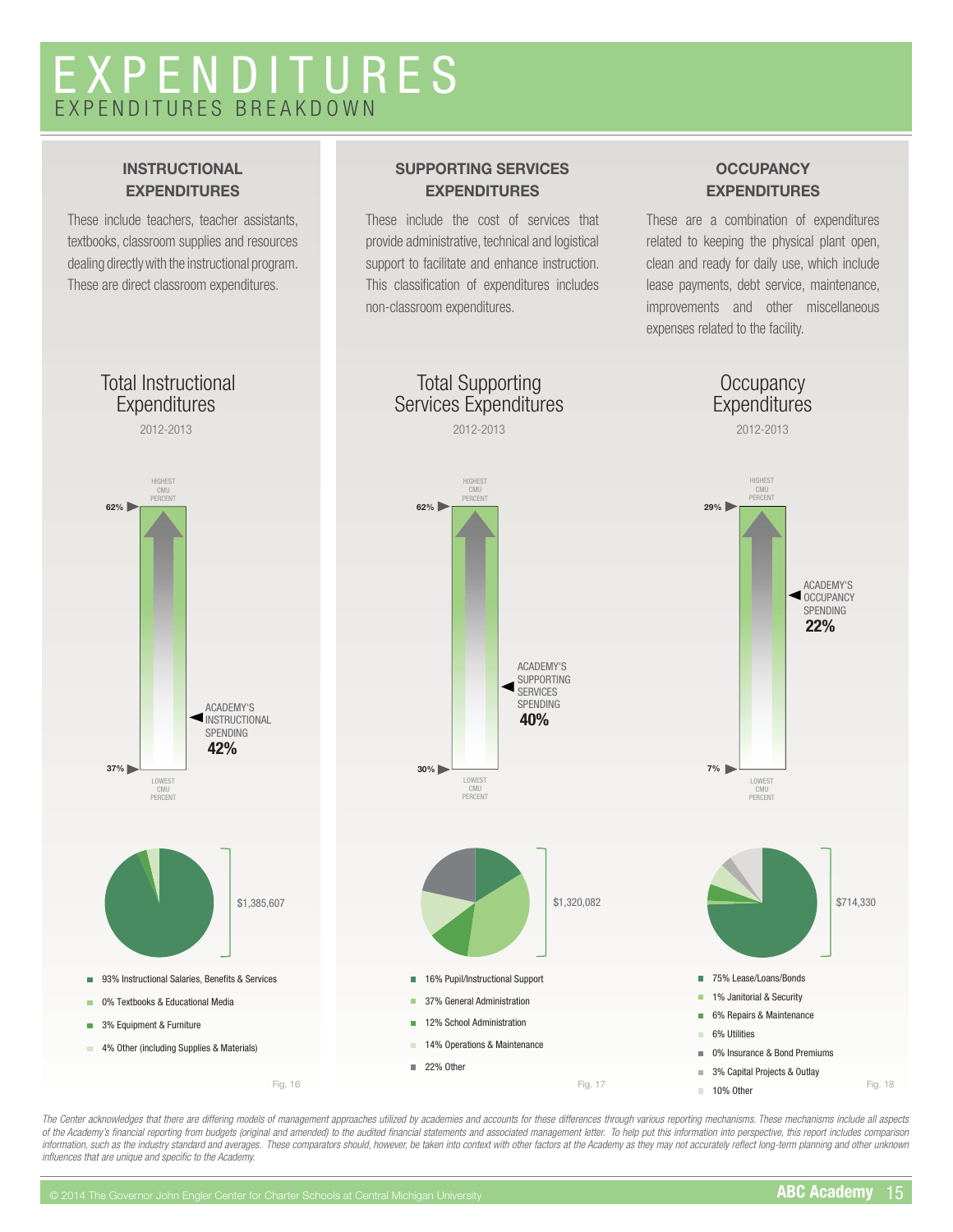# EXPENDITURES

## EXPENDITURES BREAKDOWN

### INSTRUCTIONAL EXPENDITURES

These include teachers, teacher assistants, textbooks, classroom supplies and resources dealing directly with the instructional program. These are direct classroom expenditures.

**Total Instructional Expenditures**

2012-2013

HIGHEST CMU PERCENT: 62%

ACADEMY'S INSTRUCTIONAL SPENDING **42%**

LOWEST CMU PERCENT: 37%

$1,385,607

- 93% Instructional Salaries, Benefits & Services
- 0% Textbooks & Educational Media
- 3% Equipment & Furniture
- 4% Other (including Supplies & Materials)

Fig. 16

### SUPPORTING SERVICES EXPENDITURES

These include the cost of services that provide administrative, technical and logistical support to facilitate and enhance instruction. This classification of expenditures includes non-classroom expenditures.

**Total Supporting Services Expenditures**

2012-2013

HIGHEST CMU PERCENT: 62%

ACADEMY'S SUPPORTING SERVICES SPENDING **40%**

LOWEST CMU PERCENT: 30%

$1,320,082

- 16% Pupil/Instructional Support
- 37% General Administration
- 12% School Administration
- 14% Operations & Maintenance
- 22% Other

Fig. 17

### OCCUPANCY EXPENDITURES

These are a combination of expenditures related to keeping the physical plant open, clean and ready for daily use, which include lease payments, debt service, maintenance, improvements and other miscellaneous expenses related to the facility.

**Occupancy Expenditures**

2012-2013

HIGHEST CMU PERCENT: 29%

ACADEMY'S OCCUPANCY SPENDING **22%**

LOWEST CMU PERCENT: 7%

$714,330

- 75% Lease/Loans/Bonds
- 1% Janitorial & Security
- 6% Repairs & Maintenance
- 6% Utilities
- 0% Insurance & Bond Premiums
- 3% Capital Projects & Outlay
- 10% Other

Fig. 18

*The Center acknowledges that there are differing models of management approaches utilized by academies and accounts for these differences through various reporting mechanisms. These mechanisms include all aspects of the Academy's financial reporting from budgets (original and amended) to the audited financial statements and associated management letter. To help put this information into perspective, this report includes comparison information, such as the industry standard and averages. These comparators should, however, be taken into context with other factors at the Academy as they may not accurately reflect long-term planning and other unknown influences that are unique and specific to the Academy.*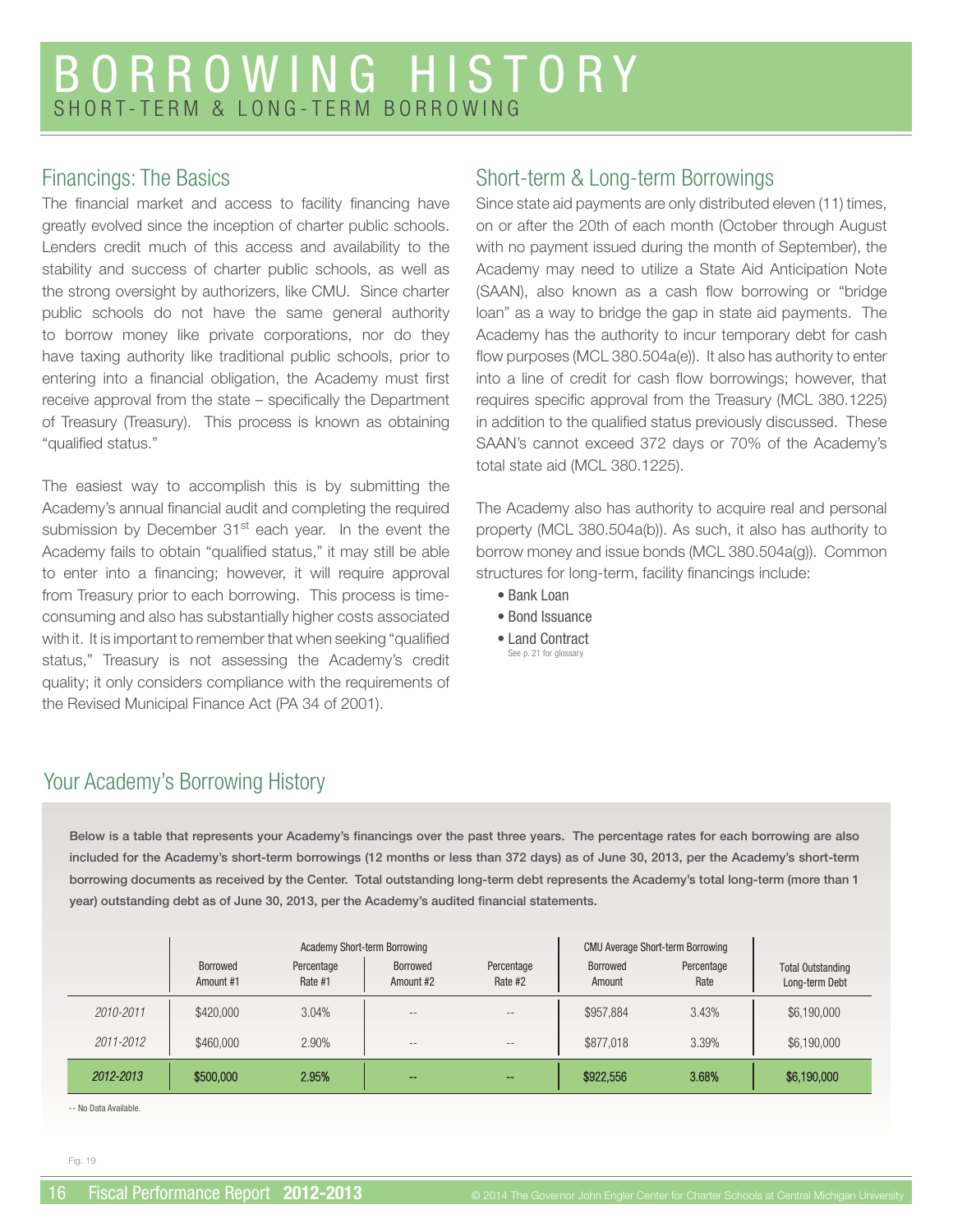# BORROWING HISTORY

## SHORT-TERM & LONG-TERM BORROWING

### Financings: The Basics

The financial market and access to facility financing have greatly evolved since the inception of charter public schools. Lenders credit much of this access and availability to the stability and success of charter public schools, as well as the strong oversight by authorizers, like CMU. Since charter public schools do not have the same general authority to borrow money like private corporations, nor do they have taxing authority like traditional public schools, prior to entering into a financial obligation, the Academy must first receive approval from the state – specifically the Department of Treasury (Treasury). This process is known as obtaining "qualified status."

The easiest way to accomplish this is by submitting the Academy's annual financial audit and completing the required submission by December 31st each year. In the event the Academy fails to obtain "qualified status," it may still be able to enter into a financing; however, it will require approval from Treasury prior to each borrowing. This process is time-consuming and also has substantially higher costs associated with it. It is important to remember that when seeking "qualified status," Treasury is not assessing the Academy's credit quality; it only considers compliance with the requirements of the Revised Municipal Finance Act (PA 34 of 2001).

### Short-term & Long-term Borrowings

Since state aid payments are only distributed eleven (11) times, on or after the 20th of each month (October through August with no payment issued during the month of September), the Academy may need to utilize a State Aid Anticipation Note (SAAN), also known as a cash flow borrowing or "bridge loan" as a way to bridge the gap in state aid payments. The Academy has the authority to incur temporary debt for cash flow purposes (MCL 380.504a(e)). It also has authority to enter into a line of credit for cash flow borrowings; however, that requires specific approval from the Treasury (MCL 380.1225) in addition to the qualified status previously discussed. These SAAN's cannot exceed 372 days or 70% of the Academy's total state aid (MCL 380.1225).

The Academy also has authority to acquire real and personal property (MCL 380.504a(b)). As such, it also has authority to borrow money and issue bonds (MCL 380.504a(g)). Common structures for long-term, facility financings include:

- Bank Loan
- Bond Issuance
- Land Contract

See p. 21 for glossary

### Your Academy's Borrowing History

**Below is a table that represents your Academy's financings over the past three years. The percentage rates for each borrowing are also included for the Academy's short-term borrowings (12 months or less than 372 days) as of June 30, 2013, per the Academy's short-term borrowing documents as received by the Center. Total outstanding long-term debt represents the Academy's total long-term (more than 1 year) outstanding debt as of June 30, 2013, per the Academy's audited financial statements.**

| | Academy Short-term Borrowing | | | | CMU Average Short-term Borrowing | | |
|---|---|---|---|---|---|---|---|
| | Borrowed Amount #1 | Percentage Rate #1 | Borrowed Amount #2 | Percentage Rate #2 | Borrowed Amount | Percentage Rate | Total Outstanding Long-term Debt |
| *2010-2011* | $420,000 | 3.04% | -- | -- | $957,884 | 3.43% | $6,190,000 |
| *2011-2012* | $460,000 | 2.90% | -- | -- | $877,018 | 3.39% | $6,190,000 |
| ***2012-2013*** | **$500,000** | **2.95%** | **--** | **--** | **$922,556** | **3.68%** | **$6,190,000** |

-- No Data Available.

Fig. 19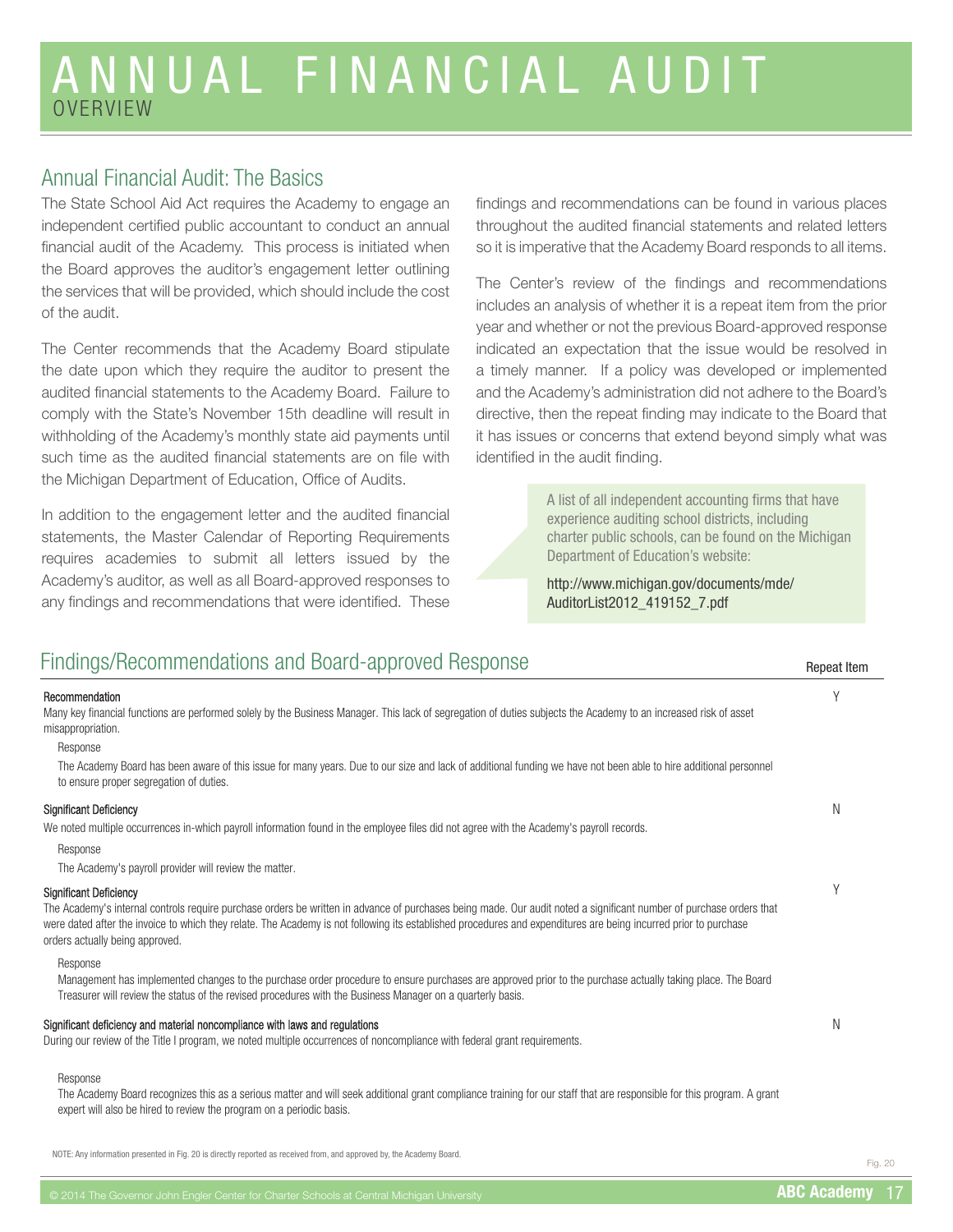# ANNUAL FINANCIAL AUDIT
## OVERVIEW

### Annual Financial Audit: The Basics

The State School Aid Act requires the Academy to engage an independent certified public accountant to conduct an annual financial audit of the Academy. This process is initiated when the Board approves the auditor's engagement letter outlining the services that will be provided, which should include the cost of the audit.

The Center recommends that the Academy Board stipulate the date upon which they require the auditor to present the audited financial statements to the Academy Board. Failure to comply with the State's November 15th deadline will result in withholding of the Academy's monthly state aid payments until such time as the audited financial statements are on file with the Michigan Department of Education, Office of Audits.

In addition to the engagement letter and the audited financial statements, the Master Calendar of Reporting Requirements requires academies to submit all letters issued by the Academy's auditor, as well as all Board-approved responses to any findings and recommendations that were identified. These findings and recommendations can be found in various places throughout the audited financial statements and related letters so it is imperative that the Academy Board responds to all items.

The Center's review of the findings and recommendations includes an analysis of whether it is a repeat item from the prior year and whether or not the previous Board-approved response indicated an expectation that the issue would be resolved in a timely manner. If a policy was developed or implemented and the Academy's administration did not adhere to the Board's directive, then the repeat finding may indicate to the Board that it has issues or concerns that extend beyond simply what was identified in the audit finding.

> A list of all independent accounting firms that have experience auditing school districts, including charter public schools, can be found on the Michigan Department of Education's website:
>
> http://www.michigan.gov/documents/mde/AuditorList2012_419152_7.pdf

### Findings/Recommendations and Board-approved Response

| Finding / Response | Repeat Item |
| --- | --- |
| **Recommendation**<br>Many key financial functions are performed solely by the Business Manager. This lack of segregation of duties subjects the Academy to an increased risk of asset misappropriation.<br><br>Response<br>The Academy Board has been aware of this issue for many years. Due to our size and lack of additional funding we have not been able to hire additional personnel to ensure proper segregation of duties. | Y |
| **Significant Deficiency**<br>We noted multiple occurrences in-which payroll information found in the employee files did not agree with the Academy's payroll records.<br><br>Response<br>The Academy's payroll provider will review the matter. | N |
| **Significant Deficiency**<br>The Academy's internal controls require purchase orders be written in advance of purchases being made. Our audit noted a significant number of purchase orders that were dated after the invoice to which they relate. The Academy is not following its established procedures and expenditures are being incurred prior to purchase orders actually being approved.<br><br>Response<br>Management has implemented changes to the purchase order procedure to ensure purchases are approved prior to the purchase actually taking place. The Board Treasurer will review the status of the revised procedures with the Business Manager on a quarterly basis. | Y |
| **Significant deficiency and material noncompliance with laws and regulations**<br>During our review of the Title I program, we noted multiple occurrences of noncompliance with federal grant requirements.<br><br>Response<br>The Academy Board recognizes this as a serious matter and will seek additional grant compliance training for our staff that are responsible for this program. A grant expert will also be hired to review the program on a periodic basis. | N |

NOTE: Any information presented in Fig. 20 is directly reported as received from, and approved by, the Academy Board.

Fig. 20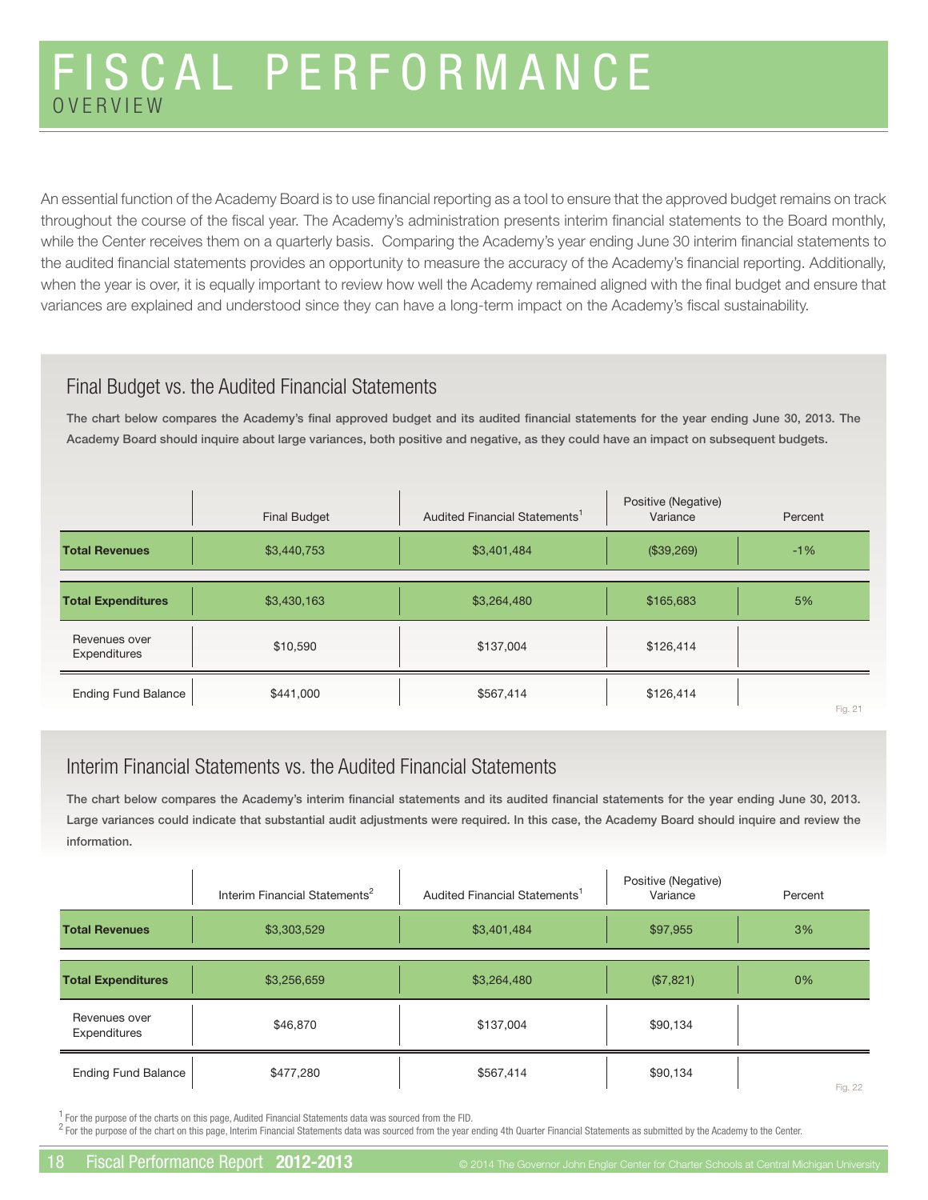# FISCAL PERFORMANCE
## OVERVIEW

An essential function of the Academy Board is to use financial reporting as a tool to ensure that the approved budget remains on track throughout the course of the fiscal year. The Academy's administration presents interim financial statements to the Board monthly, while the Center receives them on a quarterly basis. Comparing the Academy's year ending June 30 interim financial statements to the audited financial statements provides an opportunity to measure the accuracy of the Academy's financial reporting. Additionally, when the year is over, it is equally important to review how well the Academy remained aligned with the final budget and ensure that variances are explained and understood since they can have a long-term impact on the Academy's fiscal sustainability.

### Final Budget vs. the Audited Financial Statements

**The chart below compares the Academy's final approved budget and its audited financial statements for the year ending June 30, 2013. The Academy Board should inquire about large variances, both positive and negative, as they could have an impact on subsequent budgets.**

| | Final Budget | Audited Financial Statements[1] | Positive (Negative) Variance | Percent |
|---|---|---|---|---|
| **Total Revenues** | $3,440,753 | $3,401,484 | ($39,269) | -1% |
| **Total Expenditures** | $3,430,163 | $3,264,480 | $165,683 | 5% |
| Revenues over Expenditures | $10,590 | $137,004 | $126,414 | |
| Ending Fund Balance | $441,000 | $567,414 | $126,414 | |

Fig. 21

### Interim Financial Statements vs. the Audited Financial Statements

**The chart below compares the Academy's interim financial statements and its audited financial statements for the year ending June 30, 2013. Large variances could indicate that substantial audit adjustments were required. In this case, the Academy Board should inquire and review the information.**

| | Interim Financial Statements[2] | Audited Financial Statements[1] | Positive (Negative) Variance | Percent |
|---|---|---|---|---|
| **Total Revenues** | $3,303,529 | $3,401,484 | $97,955 | 3% |
| **Total Expenditures** | $3,256,659 | $3,264,480 | ($7,821) | 0% |
| Revenues over Expenditures | $46,870 | $137,004 | $90,134 | |
| Ending Fund Balance | $477,280 | $567,414 | $90,134 | |

Fig. 22

[1] For the purpose of the charts on this page, Audited Financial Statements data was sourced from the FID.

[2] For the purpose of the chart on this page, Interim Financial Statements data was sourced from the year ending 4th Quarter Financial Statements as submitted by the Academy to the Center.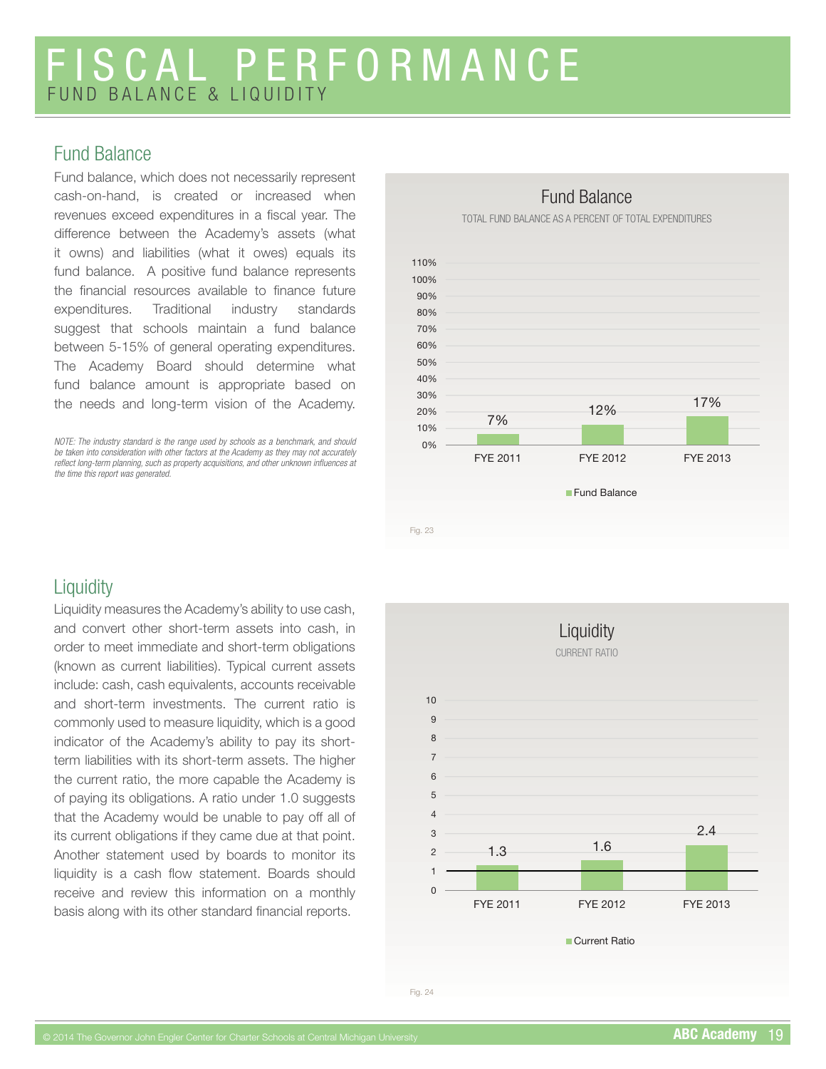# FISCAL PERFORMANCE

## FUND BALANCE & LIQUIDITY

### Fund Balance

Fund balance, which does not necessarily represent cash-on-hand, is created or increased when revenues exceed expenditures in a fiscal year. The difference between the Academy's assets (what it owns) and liabilities (what it owes) equals its fund balance. A positive fund balance represents the financial resources available to finance future expenditures. Traditional industry standards suggest that schools maintain a fund balance between 5-15% of general operating expenditures. The Academy Board should determine what fund balance amount is appropriate based on the needs and long-term vision of the Academy.

*NOTE: The industry standard is the range used by schools as a benchmark, and should be taken into consideration with other factors at the Academy as they may not accurately reflect long-term planning, such as property acquisitions, and other unknown influences at the time this report was generated.*

**Fund Balance**
TOTAL FUND BALANCE AS A PERCENT OF TOTAL EXPENDITURES

| | FYE 2011 | FYE 2012 | FYE 2013 |
|---|---|---|---|
| Fund Balance | 7% | 12% | 17% |

Fig. 23

### Liquidity

Liquidity measures the Academy's ability to use cash, and convert other short-term assets into cash, in order to meet immediate and short-term obligations (known as current liabilities). Typical current assets include: cash, cash equivalents, accounts receivable and short-term investments. The current ratio is commonly used to measure liquidity, which is a good indicator of the Academy's ability to pay its short-term liabilities with its short-term assets. The higher the current ratio, the more capable the Academy is of paying its obligations. A ratio under 1.0 suggests that the Academy would be unable to pay off all of its current obligations if they came due at that point. Another statement used by boards to monitor its liquidity is a cash flow statement. Boards should receive and review this information on a monthly basis along with its other standard financial reports.

**Liquidity**
CURRENT RATIO

| | FYE 2011 | FYE 2012 | FYE 2013 |
|---|---|---|---|
| Current Ratio | 1.3 | 1.6 | 2.4 |

Fig. 24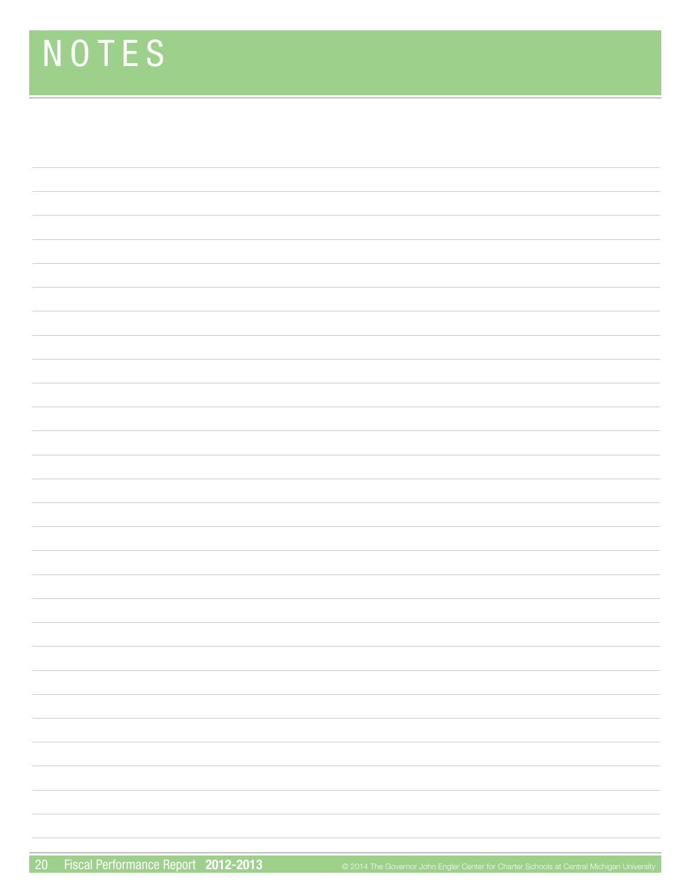# NOTES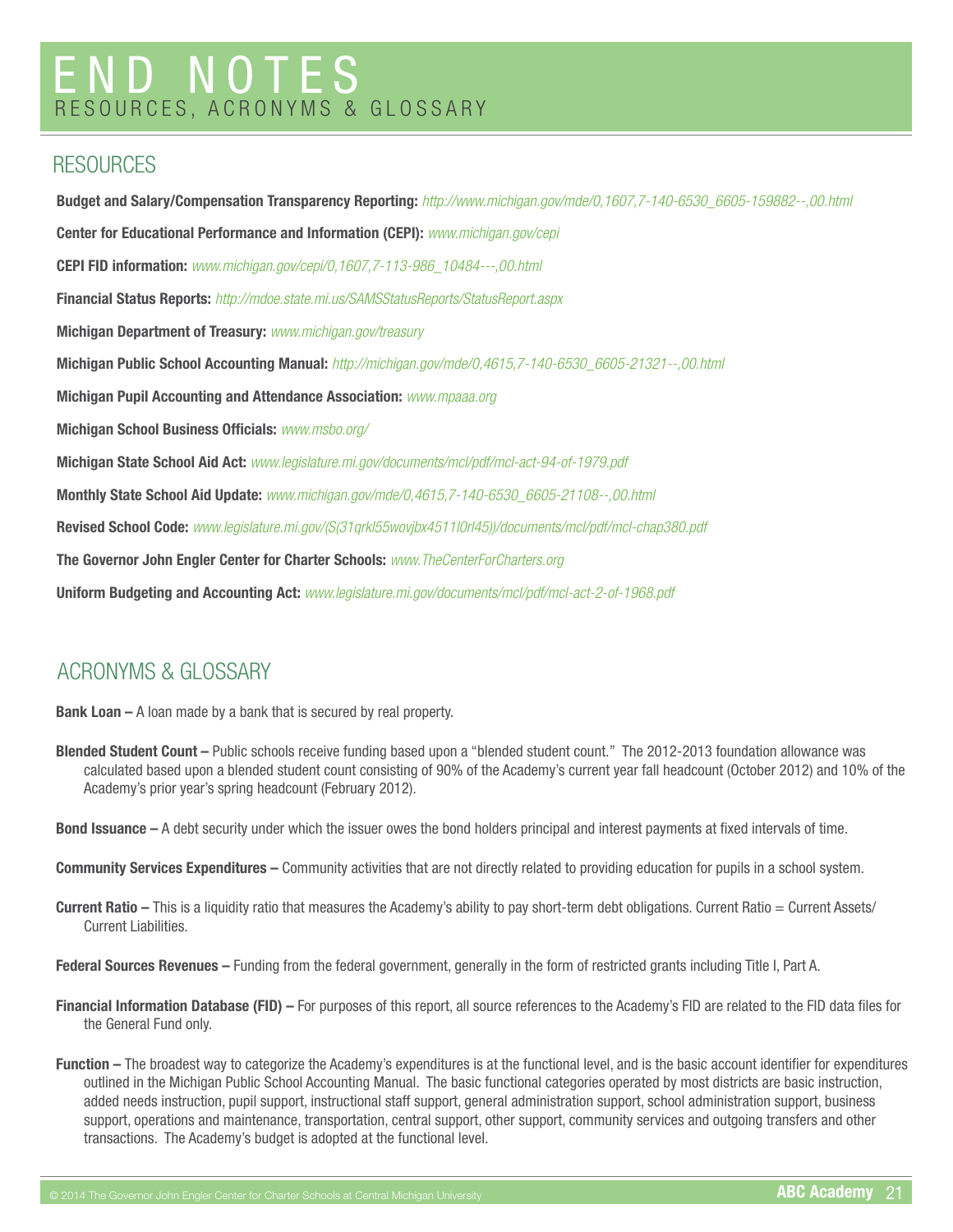# END NOTES

RESOURCES, ACRONYMS & GLOSSARY

## RESOURCES

**Budget and Salary/Compensation Transparency Reporting:** *http://www.michigan.gov/mde/0,1607,7-140-6530_6605-159882--,00.html*

**Center for Educational Performance and Information (CEPI):** *www.michigan.gov/cepi*

**CEPI FID information:** *www.michigan.gov/cepi/0,1607,7-113-986_10484---,00.html*

**Financial Status Reports:** *http://mdoe.state.mi.us/SAMSStatusReports/StatusReport.aspx*

**Michigan Department of Treasury:** *www.michigan.gov/treasury*

**Michigan Public School Accounting Manual:** *http://michigan.gov/mde/0,4615,7-140-6530_6605-21321--,00.html*

**Michigan Pupil Accounting and Attendance Association:** *www.mpaaa.org*

**Michigan School Business Officials:** *www.msbo.org/*

**Michigan State School Aid Act:** *www.legislature.mi.gov/documents/mcl/pdf/mcl-act-94-of-1979.pdf*

**Monthly State School Aid Update:** *www.michigan.gov/mde/0,4615,7-140-6530_6605-21108--,00.html*

**Revised School Code:** *www.legislature.mi.gov/(S(31qrkl55wovjbx4511l0rl45))/documents/mcl/pdf/mcl-chap380.pdf*

**The Governor John Engler Center for Charter Schools:** *www.TheCenterForCharters.org*

**Uniform Budgeting and Accounting Act:** *www.legislature.mi.gov/documents/mcl/pdf/mcl-act-2-of-1968.pdf*

## ACRONYMS & GLOSSARY

**Bank Loan –** A loan made by a bank that is secured by real property.

**Blended Student Count –** Public schools receive funding based upon a "blended student count." The 2012-2013 foundation allowance was calculated based upon a blended student count consisting of 90% of the Academy's current year fall headcount (October 2012) and 10% of the Academy's prior year's spring headcount (February 2012).

**Bond Issuance –** A debt security under which the issuer owes the bond holders principal and interest payments at fixed intervals of time.

**Community Services Expenditures –** Community activities that are not directly related to providing education for pupils in a school system.

**Current Ratio –** This is a liquidity ratio that measures the Academy's ability to pay short-term debt obligations. Current Ratio = Current Assets/ Current Liabilities.

**Federal Sources Revenues –** Funding from the federal government, generally in the form of restricted grants including Title I, Part A.

**Financial Information Database (FID) –** For purposes of this report, all source references to the Academy's FID are related to the FID data files for the General Fund only.

**Function –** The broadest way to categorize the Academy's expenditures is at the functional level, and is the basic account identifier for expenditures outlined in the Michigan Public School Accounting Manual. The basic functional categories operated by most districts are basic instruction, added needs instruction, pupil support, instructional staff support, general administration support, school administration support, business support, operations and maintenance, transportation, central support, other support, community services and outgoing transfers and other transactions. The Academy's budget is adopted at the functional level.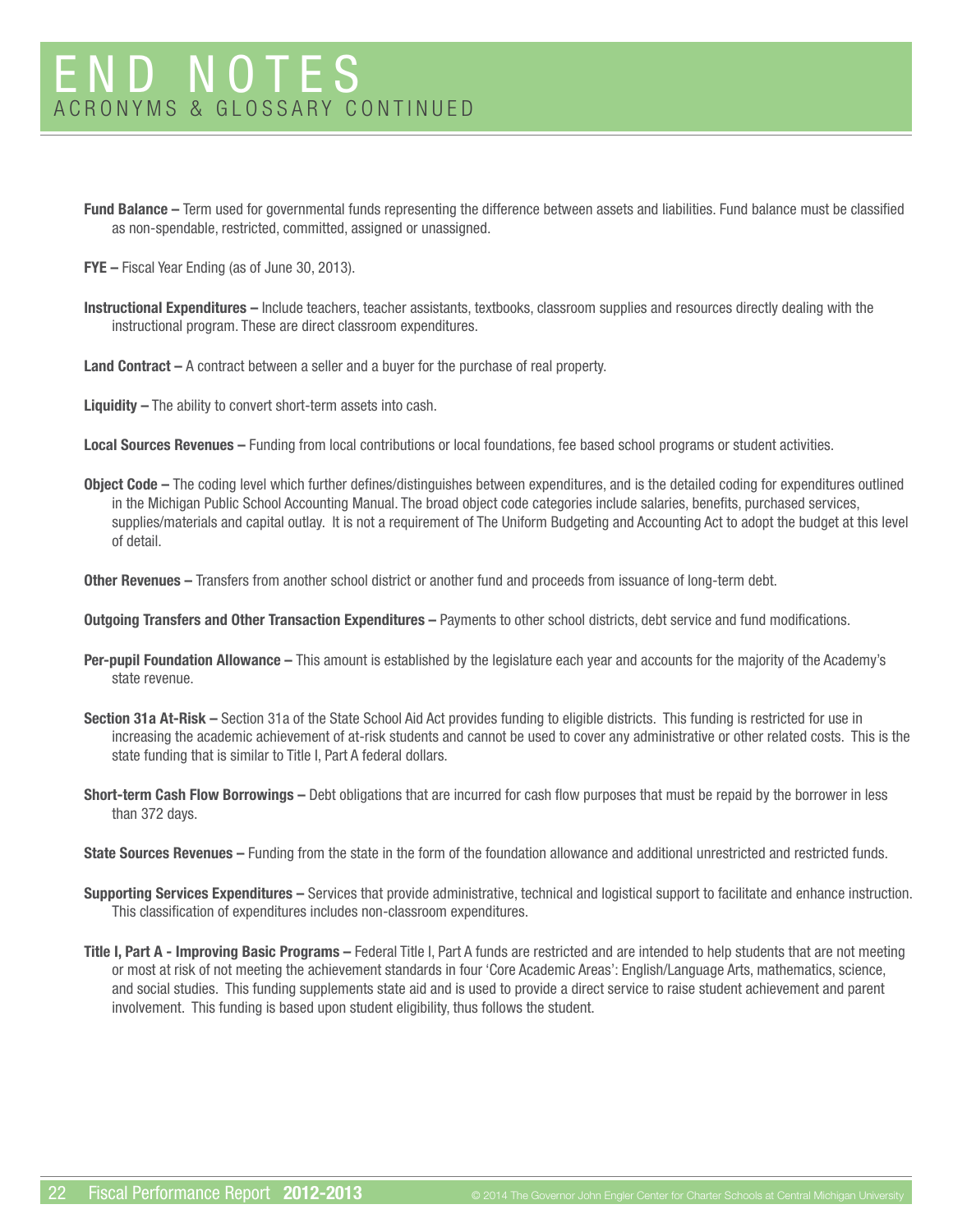# END NOTES

## ACRONYMS & GLOSSARY CONTINUED

**Fund Balance –** Term used for governmental funds representing the difference between assets and liabilities. Fund balance must be classified as non-spendable, restricted, committed, assigned or unassigned.

**FYE –** Fiscal Year Ending (as of June 30, 2013).

**Instructional Expenditures –** Include teachers, teacher assistants, textbooks, classroom supplies and resources directly dealing with the instructional program. These are direct classroom expenditures.

**Land Contract –** A contract between a seller and a buyer for the purchase of real property.

**Liquidity –** The ability to convert short-term assets into cash.

**Local Sources Revenues –** Funding from local contributions or local foundations, fee based school programs or student activities.

**Object Code –** The coding level which further defines/distinguishes between expenditures, and is the detailed coding for expenditures outlined in the Michigan Public School Accounting Manual. The broad object code categories include salaries, benefits, purchased services, supplies/materials and capital outlay. It is not a requirement of The Uniform Budgeting and Accounting Act to adopt the budget at this level of detail.

**Other Revenues –** Transfers from another school district or another fund and proceeds from issuance of long-term debt.

**Outgoing Transfers and Other Transaction Expenditures –** Payments to other school districts, debt service and fund modifications.

**Per-pupil Foundation Allowance –** This amount is established by the legislature each year and accounts for the majority of the Academy's state revenue.

**Section 31a At-Risk –** Section 31a of the State School Aid Act provides funding to eligible districts. This funding is restricted for use in increasing the academic achievement of at-risk students and cannot be used to cover any administrative or other related costs. This is the state funding that is similar to Title I, Part A federal dollars.

**Short-term Cash Flow Borrowings –** Debt obligations that are incurred for cash flow purposes that must be repaid by the borrower in less than 372 days.

**State Sources Revenues –** Funding from the state in the form of the foundation allowance and additional unrestricted and restricted funds.

**Supporting Services Expenditures –** Services that provide administrative, technical and logistical support to facilitate and enhance instruction. This classification of expenditures includes non-classroom expenditures.

**Title I, Part A - Improving Basic Programs –** Federal Title I, Part A funds are restricted and are intended to help students that are not meeting or most at risk of not meeting the achievement standards in four 'Core Academic Areas': English/Language Arts, mathematics, science, and social studies. This funding supplements state aid and is used to provide a direct service to raise student achievement and parent involvement. This funding is based upon student eligibility, thus follows the student.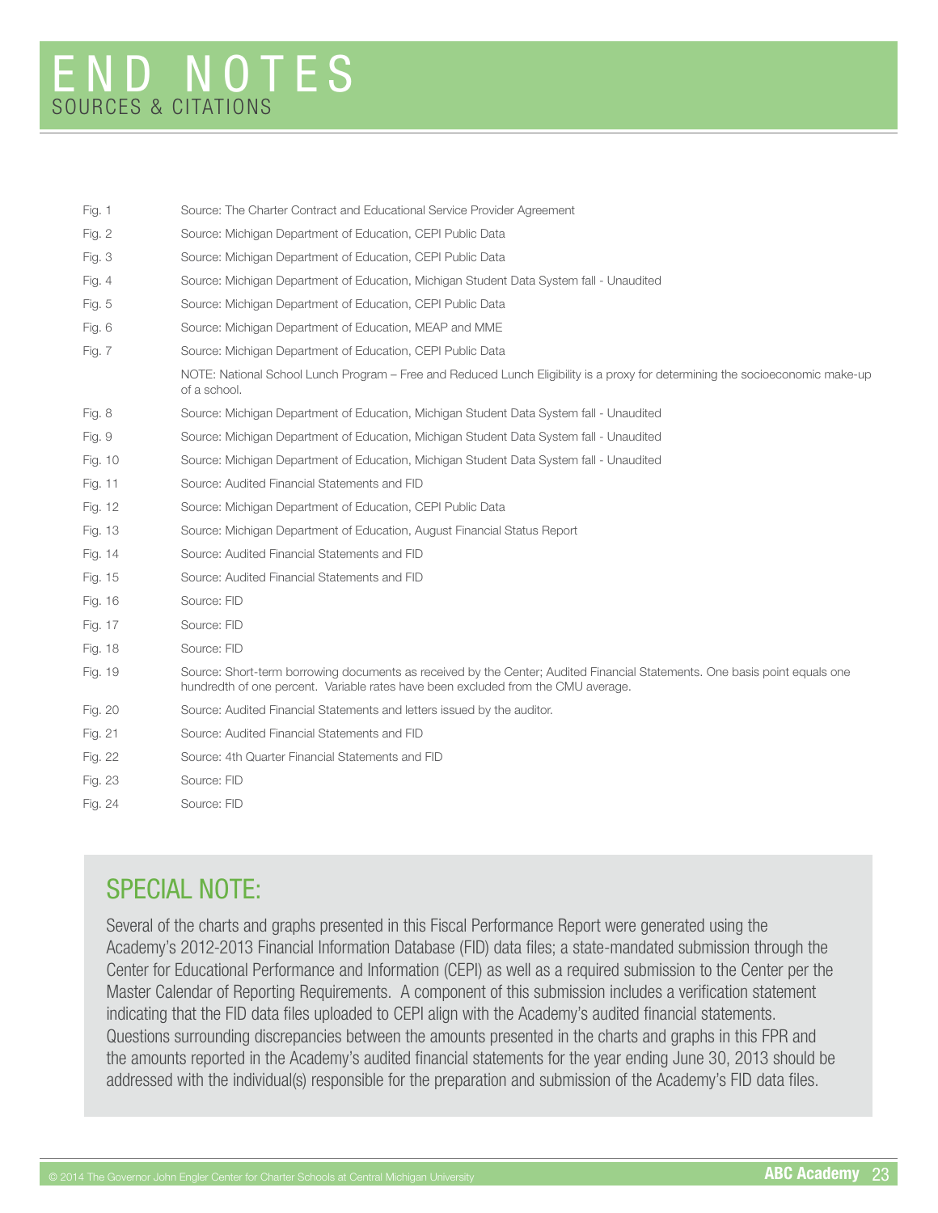# END NOTES
## SOURCES & CITATIONS

| | |
|---|---|
| Fig. 1 | Source: The Charter Contract and Educational Service Provider Agreement |
| Fig. 2 | Source: Michigan Department of Education, CEPI Public Data |
| Fig. 3 | Source: Michigan Department of Education, CEPI Public Data |
| Fig. 4 | Source: Michigan Department of Education, Michigan Student Data System fall - Unaudited |
| Fig. 5 | Source: Michigan Department of Education, CEPI Public Data |
| Fig. 6 | Source: Michigan Department of Education, MEAP and MME |
| Fig. 7 | Source: Michigan Department of Education, CEPI Public Data |
| | NOTE: National School Lunch Program – Free and Reduced Lunch Eligibility is a proxy for determining the socioeconomic make-up of a school. |
| Fig. 8 | Source: Michigan Department of Education, Michigan Student Data System fall - Unaudited |
| Fig. 9 | Source: Michigan Department of Education, Michigan Student Data System fall - Unaudited |
| Fig. 10 | Source: Michigan Department of Education, Michigan Student Data System fall - Unaudited |
| Fig. 11 | Source: Audited Financial Statements and FID |
| Fig. 12 | Source: Michigan Department of Education, CEPI Public Data |
| Fig. 13 | Source: Michigan Department of Education, August Financial Status Report |
| Fig. 14 | Source: Audited Financial Statements and FID |
| Fig. 15 | Source: Audited Financial Statements and FID |
| Fig. 16 | Source: FID |
| Fig. 17 | Source: FID |
| Fig. 18 | Source: FID |
| Fig. 19 | Source: Short-term borrowing documents as received by the Center; Audited Financial Statements. One basis point equals one hundredth of one percent. Variable rates have been excluded from the CMU average. |
| Fig. 20 | Source: Audited Financial Statements and letters issued by the auditor. |
| Fig. 21 | Source: Audited Financial Statements and FID |
| Fig. 22 | Source: 4th Quarter Financial Statements and FID |
| Fig. 23 | Source: FID |
| Fig. 24 | Source: FID |

## SPECIAL NOTE:

Several of the charts and graphs presented in this Fiscal Performance Report were generated using the Academy's 2012-2013 Financial Information Database (FID) data files; a state-mandated submission through the Center for Educational Performance and Information (CEPI) as well as a required submission to the Center per the Master Calendar of Reporting Requirements. A component of this submission includes a verification statement indicating that the FID data files uploaded to CEPI align with the Academy's audited financial statements. Questions surrounding discrepancies between the amounts presented in the charts and graphs in this FPR and the amounts reported in the Academy's audited financial statements for the year ending June 30, 2013 should be addressed with the individual(s) responsible for the preparation and submission of the Academy's FID data files.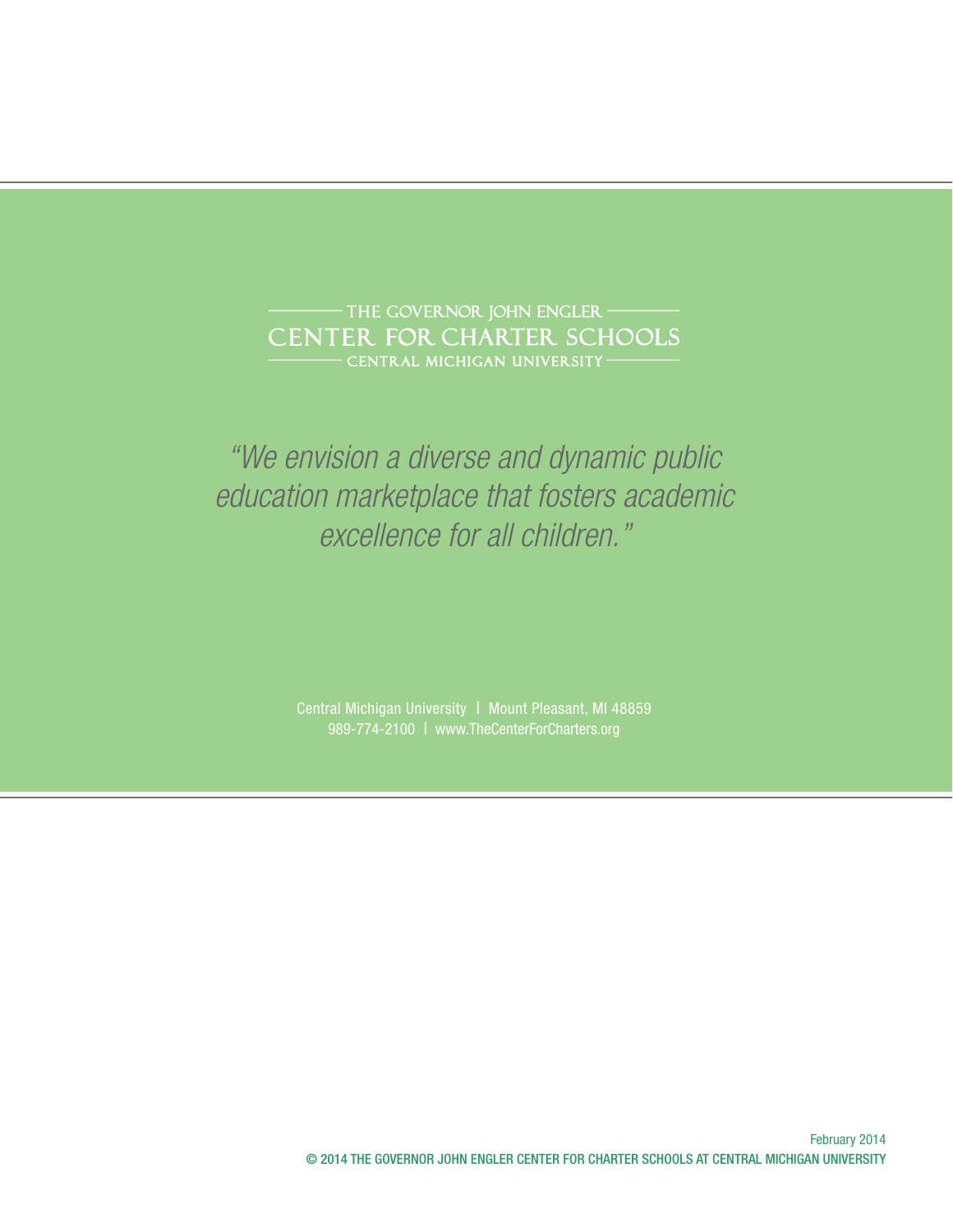THE GOVERNOR JOHN ENGLER
CENTER FOR CHARTER SCHOOLS
CENTRAL MICHIGAN UNIVERSITY

*"We envision a diverse and dynamic public education marketplace that fosters academic excellence for all children."*

Central Michigan University | Mount Pleasant, MI 48859
989-774-2100 | www.TheCenterForCharters.org

February 2014
© 2014 THE GOVERNOR JOHN ENGLER CENTER FOR CHARTER SCHOOLS AT CENTRAL MICHIGAN UNIVERSITY